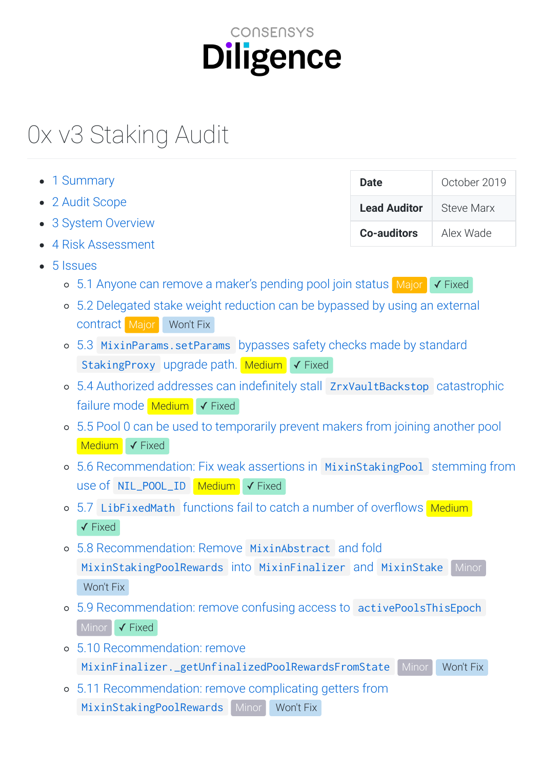CONSENSYS **Diligence**

# 0x v3 Staking Audit

| | |
|---|---|
| **Date** | October 2019 |
| **Lead Auditor** | Steve Marx |
| **Co-auditors** | Alex Wade |

- 1 Summary
- 2 Audit Scope
- 3 System Overview
- 4 Risk Assessment
- 5 Issues
  - 5.1 Anyone can remove a maker's pending pool join status Major ✓ Fixed
  - 5.2 Delegated stake weight reduction can be bypassed by using an external contract Major Won't Fix
  - 5.3 `MixinParams.setParams` bypasses safety checks made by standard `StakingProxy` upgrade path. Medium ✓ Fixed
  - 5.4 Authorized addresses can indefinitely stall `ZrxVaultBackstop` catastrophic failure mode Medium ✓ Fixed
  - 5.5 Pool 0 can be used to temporarily prevent makers from joining another pool Medium ✓ Fixed
  - 5.6 Recommendation: Fix weak assertions in `MixinStakingPool` stemming from use of `NIL_POOL_ID` Medium ✓ Fixed
  - 5.7 `LibFixedMath` functions fail to catch a number of overflows Medium ✓ Fixed
  - 5.8 Recommendation: Remove `MixinAbstract` and fold `MixinStakingPoolRewards` into `MixinFinalizer` and `MixinStake` Minor Won't Fix
  - 5.9 Recommendation: remove confusing access to `activePoolsThisEpoch` Minor ✓ Fixed
  - 5.10 Recommendation: remove `MixinFinalizer._getUnfinalizedPoolRewardsFromState` Minor Won't Fix
  - 5.11 Recommendation: remove complicating getters from `MixinStakingPoolRewards` Minor Won't Fix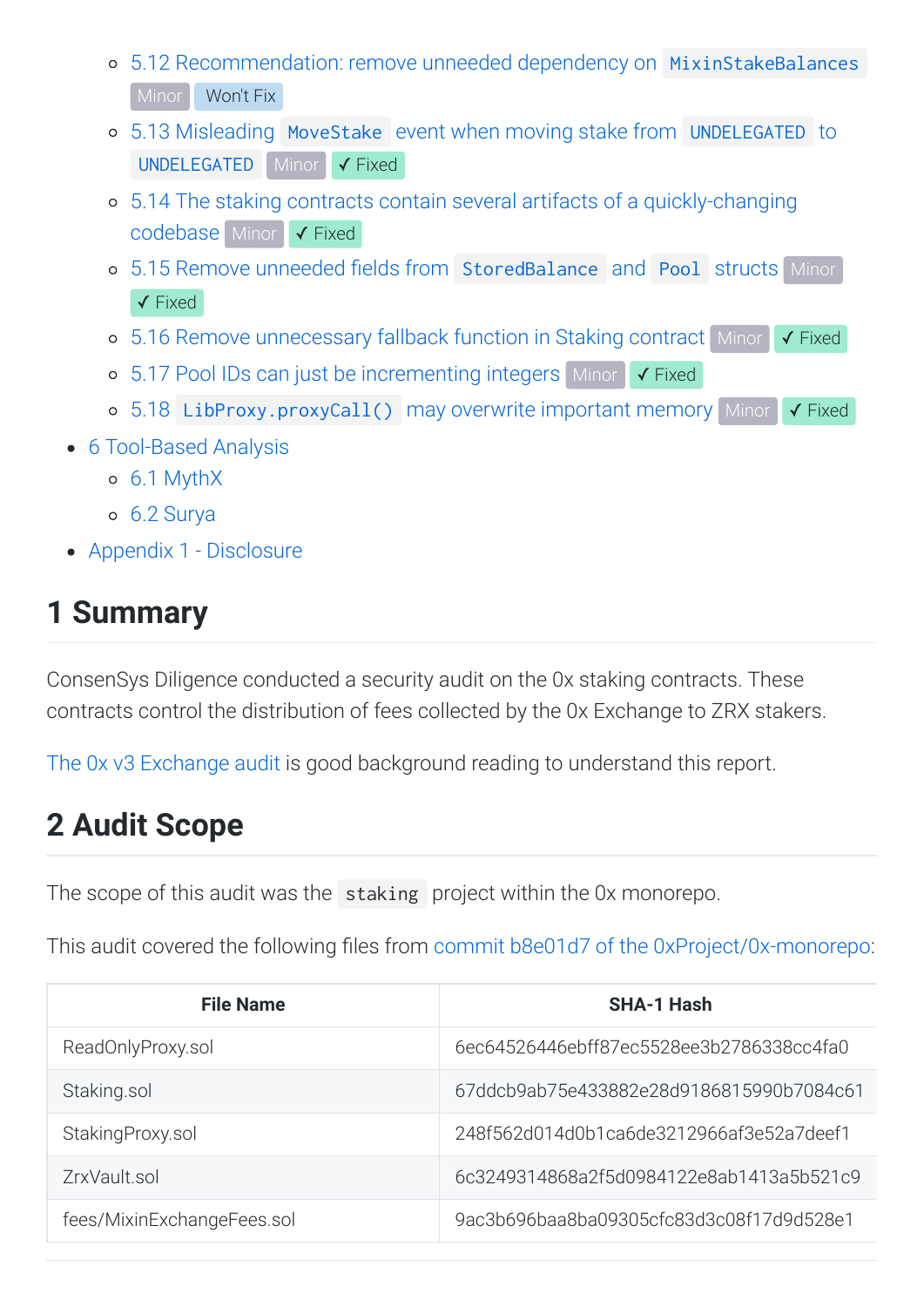- 5.12 Recommendation: remove unneeded dependency on `MixinStakeBalances` Minor Won't Fix
  - 5.13 Misleading `MoveStake` event when moving stake from `UNDELEGATED` to `UNDELEGATED` Minor ✓ Fixed
  - 5.14 The staking contracts contain several artifacts of a quickly-changing codebase Minor ✓ Fixed
  - 5.15 Remove unneeded fields from `StoredBalance` and `Pool` structs Minor ✓ Fixed
  - 5.16 Remove unnecessary fallback function in Staking contract Minor ✓ Fixed
  - 5.17 Pool IDs can just be incrementing integers Minor ✓ Fixed
  - 5.18 `LibProxy.proxyCall()` may overwrite important memory Minor ✓ Fixed
- 6 Tool-Based Analysis
  - 6.1 MythX
  - 6.2 Surya
- Appendix 1 - Disclosure

# 1 Summary

ConsenSys Diligence conducted a security audit on the 0x staking contracts. These contracts control the distribution of fees collected by the 0x Exchange to ZRX stakers.

The 0x v3 Exchange audit is good background reading to understand this report.

# 2 Audit Scope

The scope of this audit was the `staking` project within the 0x monorepo.

This audit covered the following files from commit b8e01d7 of the 0xProject/0x-monorepo:

| File Name | SHA-1 Hash |
|---|---|
| ReadOnlyProxy.sol | 6ec64526446ebff87ec5528ee3b2786338cc4fa0 |
| Staking.sol | 67ddcb9ab75e433882e28d9186815990b7084c61 |
| StakingProxy.sol | 248f562d014d0b1ca6de3212966af3e52a7deef1 |
| ZrxVault.sol | 6c3249314868a2f5d0984122e8ab1413a5b521c9 |
| fees/MixinExchangeFees.sol | 9ac3b696baa8ba09305cfc83d3c08f17d9d528e1 |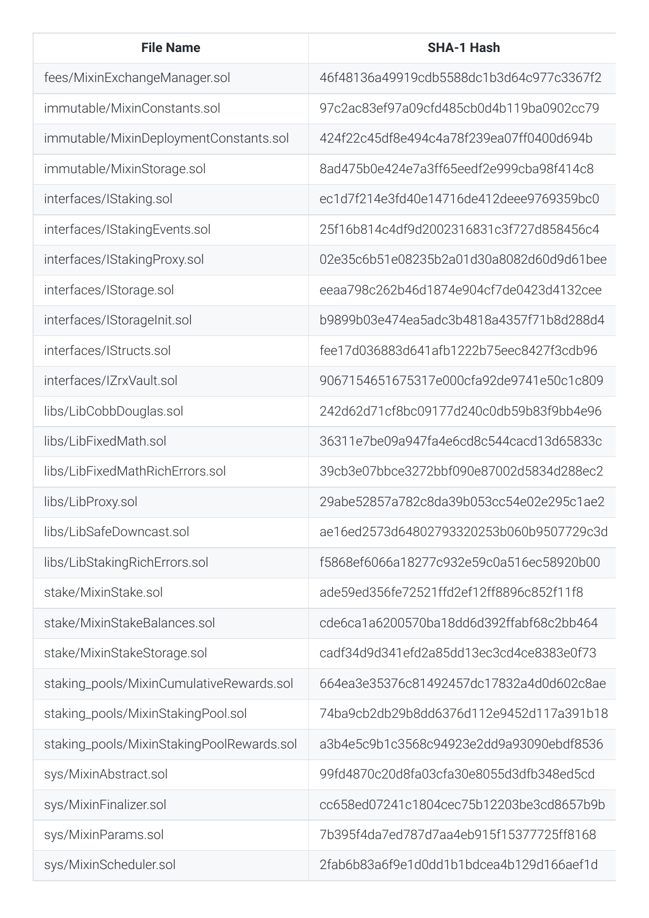| File Name | SHA-1 Hash |
| --- | --- |
| fees/MixinExchangeManager.sol | 46f48136a49919cdb5588dc1b3d64c977c3367f2 |
| immutable/MixinConstants.sol | 97c2ac83ef97a09cfd485cb0d4b119ba0902cc79 |
| immutable/MixinDeploymentConstants.sol | 424f22c45df8e494c4a78f239ea07ff0400d694b |
| immutable/MixinStorage.sol | 8ad475b0e424e7a3ff65eedf2e999cba98f414c8 |
| interfaces/IStaking.sol | ec1d7f214e3fd40e14716de412deee9769359bc0 |
| interfaces/IStakingEvents.sol | 25f16b814c4df9d2002316831c3f727d858456c4 |
| interfaces/IStakingProxy.sol | 02e35c6b51e08235b2a01d30a8082d60d9d61bee |
| interfaces/IStorage.sol | eeaa798c262b46d1874e904cf7de0423d4132cee |
| interfaces/IStorageInit.sol | b9899b03e474ea5adc3b4818a4357f71b8d288d4 |
| interfaces/IStructs.sol | fee17d036883d641afb1222b75eec8427f3cdb96 |
| interfaces/IZrxVault.sol | 9067154651675317e000cfa92de9741e50c1c809 |
| libs/LibCobbDouglas.sol | 242d62d71cf8bc09177d240c0db59b83f9bb4e96 |
| libs/LibFixedMath.sol | 36311e7be09a947fa4e6cd8c544cacd13d65833c |
| libs/LibFixedMathRichErrors.sol | 39cb3e07bbce3272bbf090e87002d5834d288ec2 |
| libs/LibProxy.sol | 29abe52857a782c8da39b053cc54e02e295c1ae2 |
| libs/LibSafeDowncast.sol | ae16ed2573d64802793320253b060b9507729c3d |
| libs/LibStakingRichErrors.sol | f5868ef6066a18277c932e59c0a516ec58920b00 |
| stake/MixinStake.sol | ade59ed356fe72521ffd2ef12ff8896c852f11f8 |
| stake/MixinStakeBalances.sol | cde6ca1a6200570ba18dd6d392ffabf68c2bb464 |
| stake/MixinStakeStorage.sol | cadf34d9d341efd2a85dd13ec3cd4ce8383e0f73 |
| staking_pools/MixinCumulativeRewards.sol | 664ea3e35376c81492457dc17832a4d0d602c8ae |
| staking_pools/MixinStakingPool.sol | 74ba9cb2db29b8dd6376d112e9452d117a391b18 |
| staking_pools/MixinStakingPoolRewards.sol | a3b4e5c9b1c3568c94923e2dd9a93090ebdf8536 |
| sys/MixinAbstract.sol | 99fd4870c20d8fa03cfa30e8055d3dfb348ed5cd |
| sys/MixinFinalizer.sol | cc658ed07241c1804cec75b12203be3cd8657b9b |
| sys/MixinParams.sol | 7b395f4da7ed787d7aa4eb915f15377725ff8168 |
| sys/MixinScheduler.sol | 2fab6b83a6f9e1d0dd1b1bdcea4b129d166aef1d |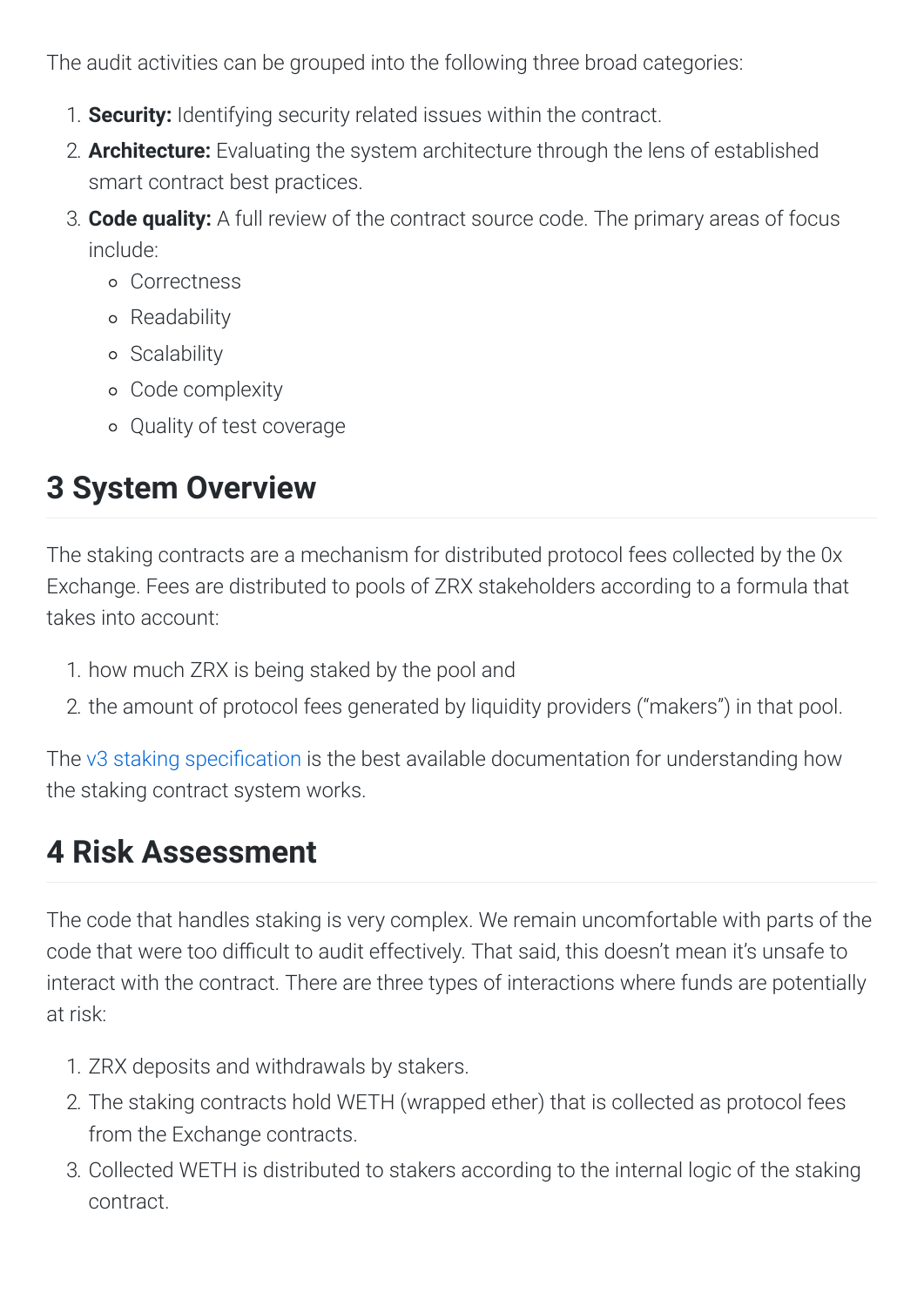The audit activities can be grouped into the following three broad categories:

1. **Security:** Identifying security related issues within the contract.
2. **Architecture:** Evaluating the system architecture through the lens of established smart contract best practices.
3. **Code quality:** A full review of the contract source code. The primary areas of focus include:
    - Correctness
    - Readability
    - Scalability
    - Code complexity
    - Quality of test coverage

## 3 System Overview

The staking contracts are a mechanism for distributed protocol fees collected by the 0x Exchange. Fees are distributed to pools of ZRX stakeholders according to a formula that takes into account:

1. how much ZRX is being staked by the pool and
2. the amount of protocol fees generated by liquidity providers ("makers") in that pool.

The v3 staking specification is the best available documentation for understanding how the staking contract system works.

## 4 Risk Assessment

The code that handles staking is very complex. We remain uncomfortable with parts of the code that were too difficult to audit effectively. That said, this doesn't mean it's unsafe to interact with the contract. There are three types of interactions where funds are potentially at risk:

1. ZRX deposits and withdrawals by stakers.
2. The staking contracts hold WETH (wrapped ether) that is collected as protocol fees from the Exchange contracts.
3. Collected WETH is distributed to stakers according to the internal logic of the staking contract.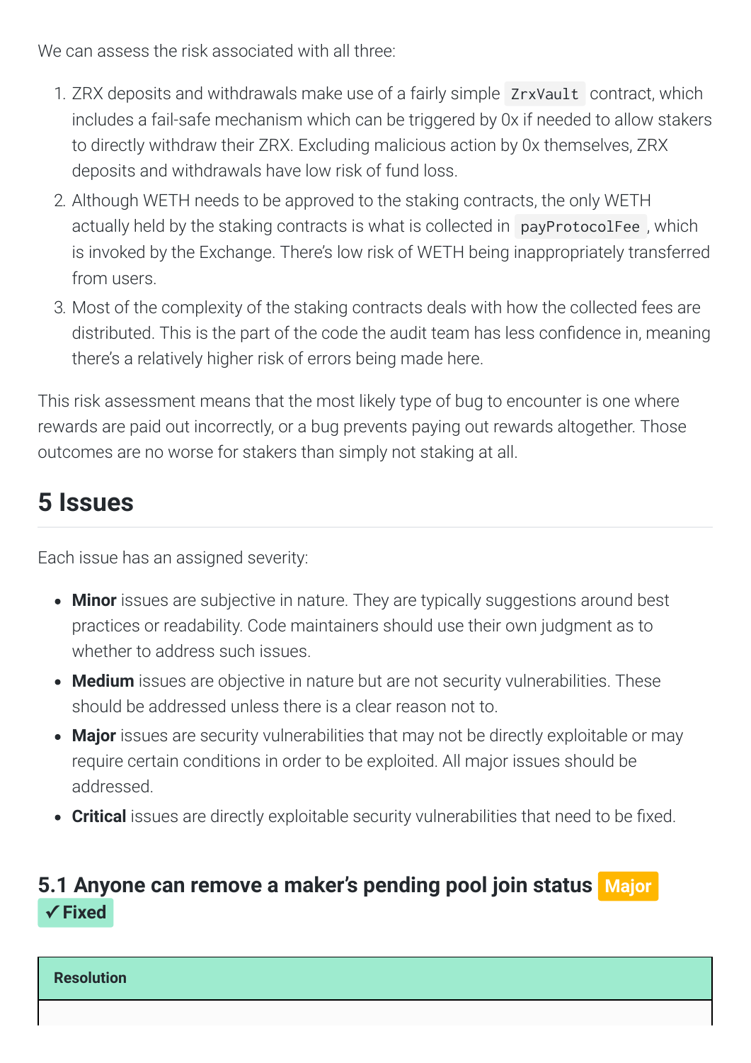We can assess the risk associated with all three:

1. ZRX deposits and withdrawals make use of a fairly simple `ZrxVault` contract, which includes a fail-safe mechanism which can be triggered by 0x if needed to allow stakers to directly withdraw their ZRX. Excluding malicious action by 0x themselves, ZRX deposits and withdrawals have low risk of fund loss.
2. Although WETH needs to be approved to the staking contracts, the only WETH actually held by the staking contracts is what is collected in `payProtocolFee`, which is invoked by the Exchange. There's low risk of WETH being inappropriately transferred from users.
3. Most of the complexity of the staking contracts deals with how the collected fees are distributed. This is the part of the code the audit team has less confidence in, meaning there's a relatively higher risk of errors being made here.

This risk assessment means that the most likely type of bug to encounter is one where rewards are paid out incorrectly, or a bug prevents paying out rewards altogether. Those outcomes are no worse for stakers than simply not staking at all.

# 5 Issues

Each issue has an assigned severity:

- **Minor** issues are subjective in nature. They are typically suggestions around best practices or readability. Code maintainers should use their own judgment as to whether to address such issues.
- **Medium** issues are objective in nature but are not security vulnerabilities. These should be addressed unless there is a clear reason not to.
- **Major** issues are security vulnerabilities that may not be directly exploitable or may require certain conditions in order to be exploited. All major issues should be addressed.
- **Critical** issues are directly exploitable security vulnerabilities that need to be fixed.

## 5.1 Anyone can remove a maker's pending pool join status Major ✓ Fixed

**Resolution**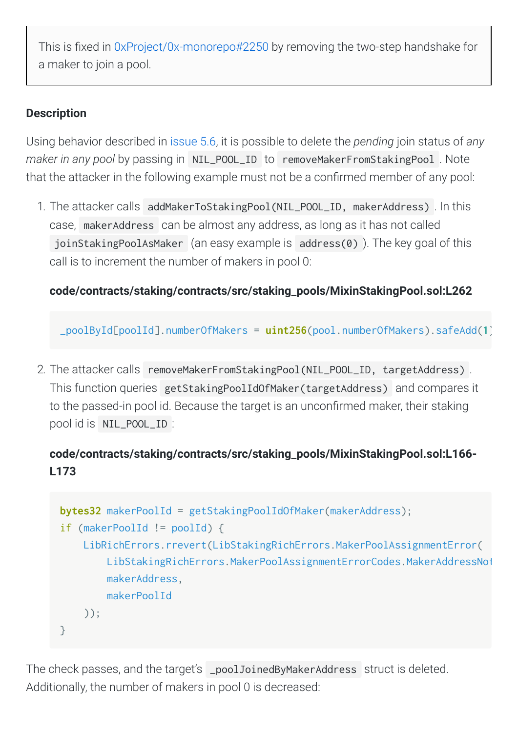This is fixed in 0xProject/0x-monorepo#2250 by removing the two-step handshake for a maker to join a pool.

#### Description

Using behavior described in issue 5.6, it is possible to delete the *pending* join status of *any maker in any pool* by passing in `NIL_POOL_ID` to `removeMakerFromStakingPool`. Note that the attacker in the following example must not be a confirmed member of any pool:

1. The attacker calls `addMakerToStakingPool(NIL_POOL_ID, makerAddress)`. In this case, `makerAddress` can be almost any address, as long as it has not called `joinStakingPoolAsMaker` (an easy example is `address(0)`). The key goal of this call is to increment the number of makers in pool 0:

   **code/contracts/staking/contracts/src/staking_pools/MixinStakingPool.sol:L262**

   ```
   _poolById[poolId].numberOfMakers = uint256(pool.numberOfMakers).safeAdd(1)
   ```

2. The attacker calls `removeMakerFromStakingPool(NIL_POOL_ID, targetAddress)`. This function queries `getStakingPoolIdOfMaker(targetAddress)` and compares it to the passed-in pool id. Because the target is an unconfirmed maker, their staking pool id is `NIL_POOL_ID`:

   **code/contracts/staking/contracts/src/staking_pools/MixinStakingPool.sol:L166-L173**

   ```
   bytes32 makerPoolId = getStakingPoolIdOfMaker(makerAddress);
   if (makerPoolId != poolId) {
       LibRichErrors.rrevert(LibStakingRichErrors.MakerPoolAssignmentError(
           LibStakingRichErrors.MakerPoolAssignmentErrorCodes.MakerAddressNot
           makerAddress,
           makerPoolId
       ));
   }
   ```

The check passes, and the target's `_poolJoinedByMakerAddress` struct is deleted. Additionally, the number of makers in pool 0 is decreased: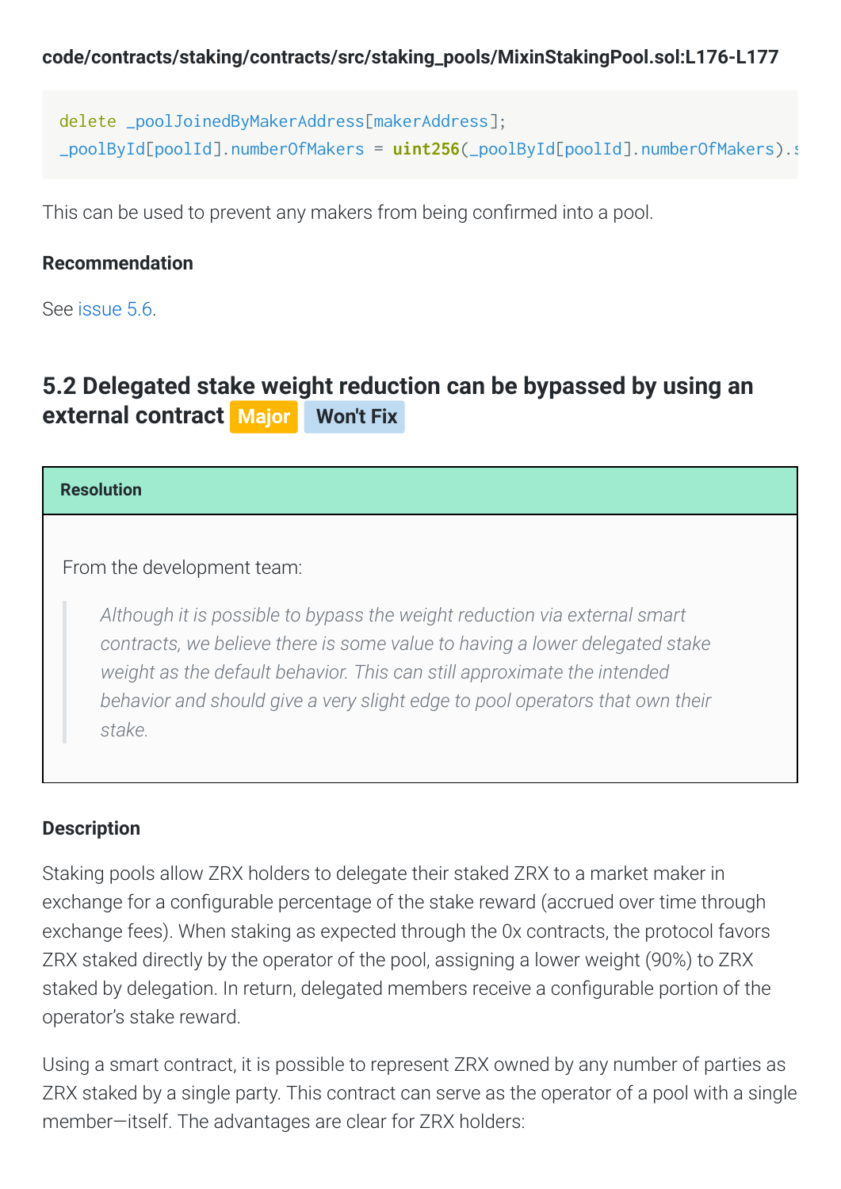**code/contracts/staking/contracts/src/staking_pools/MixinStakingPool.sol:L176-L177**

```
delete _poolJoinedByMakerAddress[makerAddress];
_poolById[poolId].numberOfMakers = uint256(_poolById[poolId].numberOfMakers).s
```

This can be used to prevent any makers from being confirmed into a pool.

#### Recommendation

See issue 5.6.

### 5.2 Delegated stake weight reduction can be bypassed by using an external contract Major Won't Fix

#### Resolution

From the development team:

> *Although it is possible to bypass the weight reduction via external smart contracts, we believe there is some value to having a lower delegated stake weight as the default behavior. This can still approximate the intended behavior and should give a very slight edge to pool operators that own their stake.*

#### Description

Staking pools allow ZRX holders to delegate their staked ZRX to a market maker in exchange for a configurable percentage of the stake reward (accrued over time through exchange fees). When staking as expected through the 0x contracts, the protocol favors ZRX staked directly by the operator of the pool, assigning a lower weight (90%) to ZRX staked by delegation. In return, delegated members receive a configurable portion of the operator's stake reward.

Using a smart contract, it is possible to represent ZRX owned by any number of parties as ZRX staked by a single party. This contract can serve as the operator of a pool with a single member—itself. The advantages are clear for ZRX holders: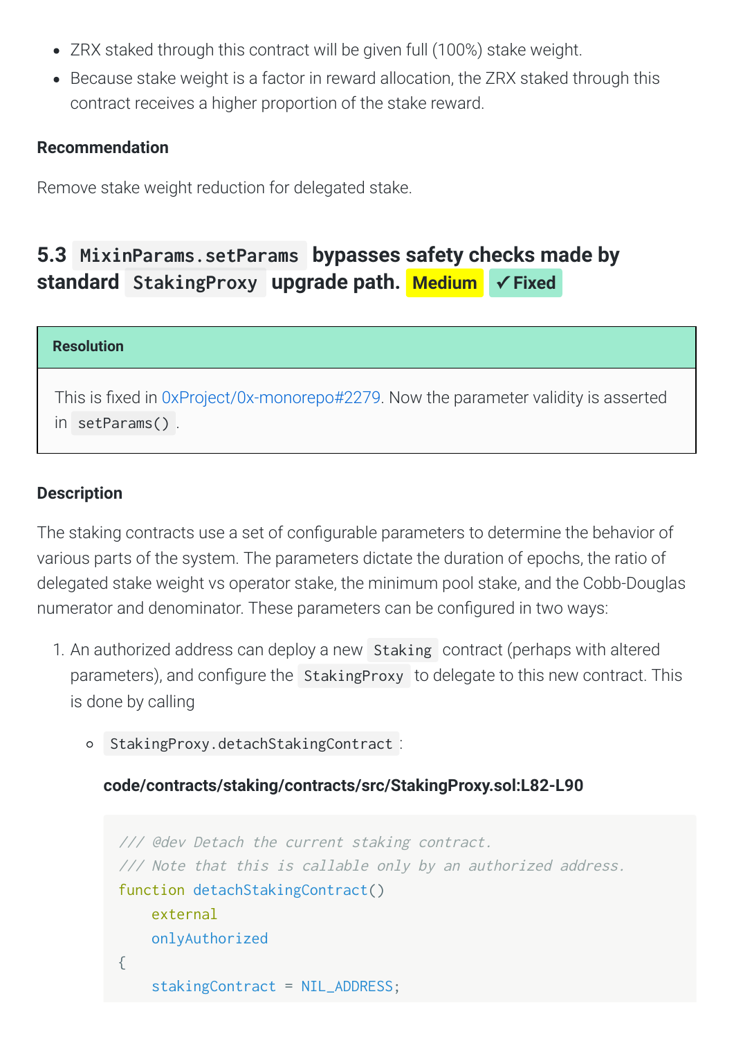- ZRX staked through this contract will be given full (100%) stake weight.
- Because stake weight is a factor in reward allocation, the ZRX staked through this contract receives a higher proportion of the stake reward.

#### Recommendation

Remove stake weight reduction for delegated stake.

### 5.3 `MixinParams.setParams` bypasses safety checks made by standard `StakingProxy` upgrade path. Medium ✓ Fixed

**Resolution**

This is fixed in 0xProject/0x-monorepo#2279. Now the parameter validity is asserted in `setParams()`.

#### Description

The staking contracts use a set of configurable parameters to determine the behavior of various parts of the system. The parameters dictate the duration of epochs, the ratio of delegated stake weight vs operator stake, the minimum pool stake, and the Cobb-Douglas numerator and denominator. These parameters can be configured in two ways:

1. An authorized address can deploy a new `Staking` contract (perhaps with altered parameters), and configure the `StakingProxy` to delegate to this new contract. This is done by calling
   - `StakingProxy.detachStakingContract`:

     **code/contracts/staking/contracts/src/StakingProxy.sol:L82-L90**

     ```
     /// @dev Detach the current staking contract.
     /// Note that this is callable only by an authorized address.
     function detachStakingContract()
         external
         onlyAuthorized
     {
         stakingContract = NIL_ADDRESS;
     ```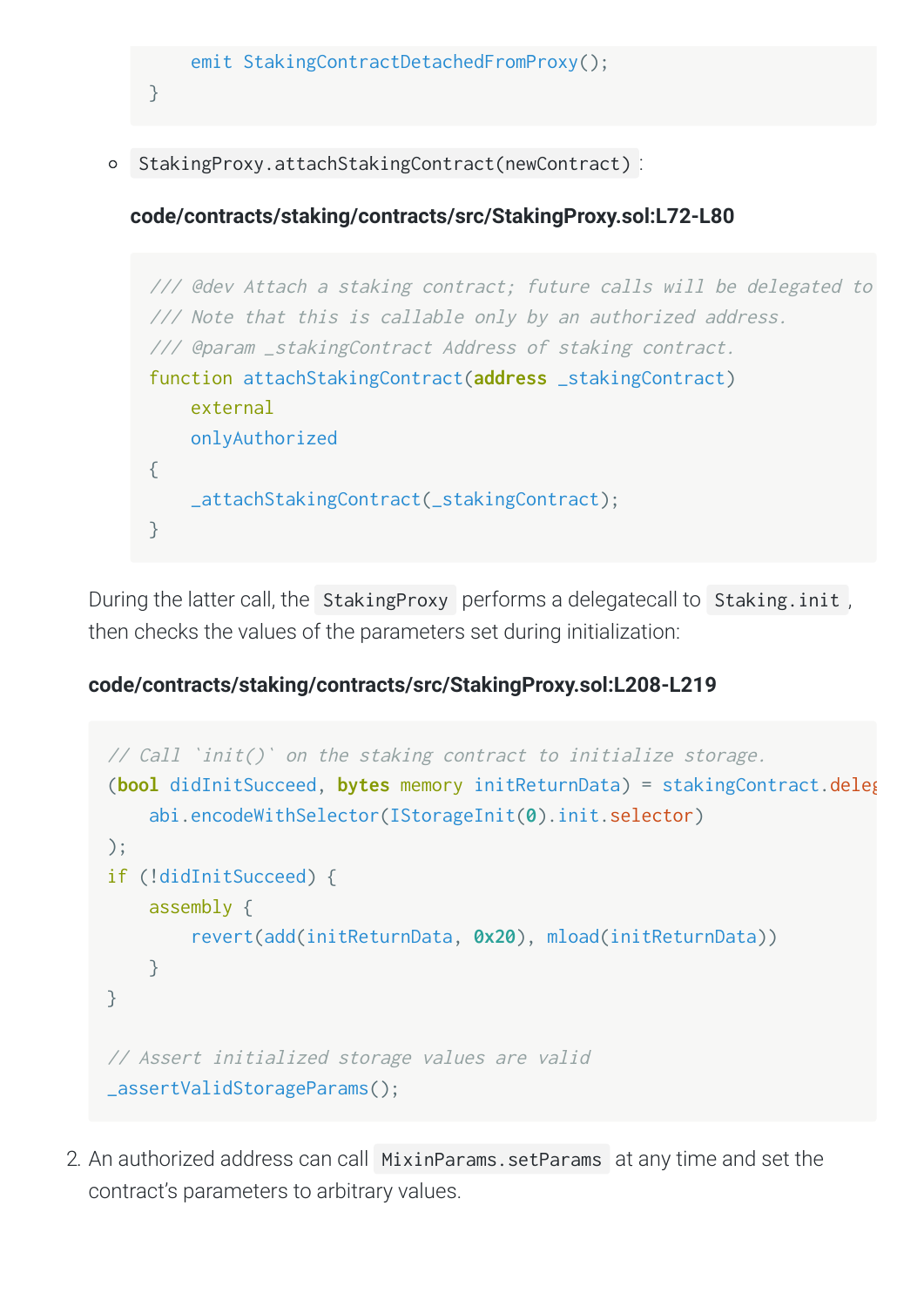```
    emit StakingContractDetachedFromProxy();
}
```

- `StakingProxy.attachStakingContract(newContract)`:

  **code/contracts/staking/contracts/src/StakingProxy.sol:L72-L80**

  ```
  /// @dev Attach a staking contract; future calls will be delegated to
  /// Note that this is callable only by an authorized address.
  /// @param _stakingContract Address of staking contract.
  function attachStakingContract(address _stakingContract)
      external
      onlyAuthorized
  {
      _attachStakingContract(_stakingContract);
  }
  ```

During the latter call, the `StakingProxy` performs a delegatecall to `Staking.init`, then checks the values of the parameters set during initialization:

**code/contracts/staking/contracts/src/StakingProxy.sol:L208-L219**

```
// Call `init()` on the staking contract to initialize storage.
(bool didInitSucceed, bytes memory initReturnData) = stakingContract.deleg
    abi.encodeWithSelector(IStorageInit(0).init.selector)
);
if (!didInitSucceed) {
    assembly {
        revert(add(initReturnData, 0x20), mload(initReturnData))
    }
}

// Assert initialized storage values are valid
_assertValidStorageParams();
```

2. An authorized address can call `MixinParams.setParams` at any time and set the contract's parameters to arbitrary values.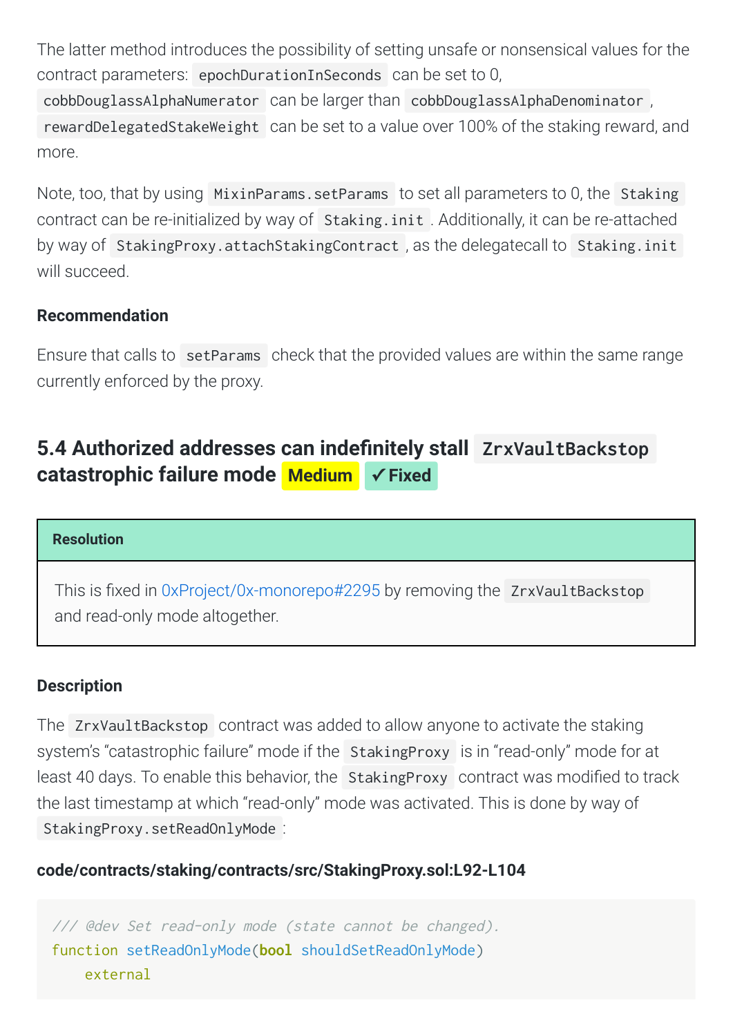The latter method introduces the possibility of setting unsafe or nonsensical values for the contract parameters: `epochDurationInSeconds` can be set to 0, `cobbDouglassAlphaNumerator` can be larger than `cobbDouglassAlphaDenominator`, `rewardDelegatedStakeWeight` can be set to a value over 100% of the staking reward, and more.

Note, too, that by using `MixinParams.setParams` to set all parameters to 0, the `Staking` contract can be re-initialized by way of `Staking.init`. Additionally, it can be re-attached by way of `StakingProxy.attachStakingContract`, as the delegatecall to `Staking.init` will succeed.

#### Recommendation

Ensure that calls to `setParams` check that the provided values are within the same range currently enforced by the proxy.

### 5.4 Authorized addresses can indefinitely stall `ZrxVaultBackstop` catastrophic failure mode Medium ✓ Fixed

**Resolution**

This is fixed in 0xProject/0x-monorepo#2295 by removing the `ZrxVaultBackstop` and read-only mode altogether.

#### Description

The `ZrxVaultBackstop` contract was added to allow anyone to activate the staking system's "catastrophic failure" mode if the `StakingProxy` is in "read-only" mode for at least 40 days. To enable this behavior, the `StakingProxy` contract was modified to track the last timestamp at which "read-only" mode was activated. This is done by way of `StakingProxy.setReadOnlyMode`:

**code/contracts/staking/contracts/src/StakingProxy.sol:L92-L104**

```
/// @dev Set read-only mode (state cannot be changed).
function setReadOnlyMode(bool shouldSetReadOnlyMode)
    external
```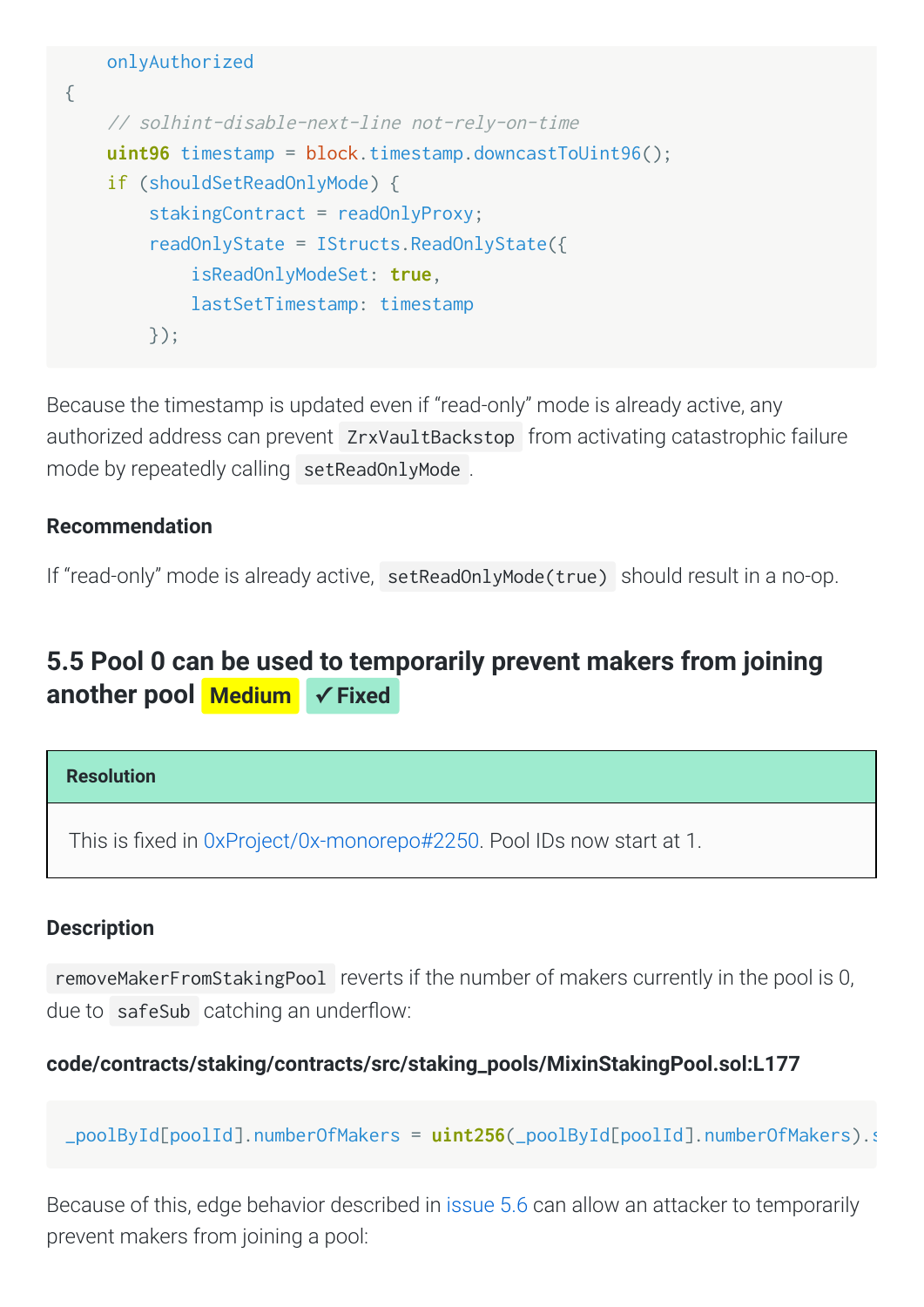```
    onlyAuthorized
{
    // solhint-disable-next-line not-rely-on-time
    uint96 timestamp = block.timestamp.downcastToUint96();
    if (shouldSetReadOnlyMode) {
        stakingContract = readOnlyProxy;
        readOnlyState = IStructs.ReadOnlyState({
            isReadOnlyModeSet: true,
            lastSetTimestamp: timestamp
        });
```

Because the timestamp is updated even if “read-only” mode is already active, any authorized address can prevent `ZrxVaultBackstop` from activating catastrophic failure mode by repeatedly calling `setReadOnlyMode`.

#### Recommendation

If “read-only” mode is already active, `setReadOnlyMode(true)` should result in a no-op.

### 5.5 Pool 0 can be used to temporarily prevent makers from joining another pool Medium ✓ Fixed

**Resolution**

This is fixed in 0xProject/0x-monorepo#2250. Pool IDs now start at 1.

#### Description

`removeMakerFromStakingPool` reverts if the number of makers currently in the pool is 0, due to `safeSub` catching an underflow:

**code/contracts/staking/contracts/src/staking_pools/MixinStakingPool.sol:L177**

```
_poolById[poolId].numberOfMakers = uint256(_poolById[poolId].numberOfMakers).s
```

Because of this, edge behavior described in issue 5.6 can allow an attacker to temporarily prevent makers from joining a pool: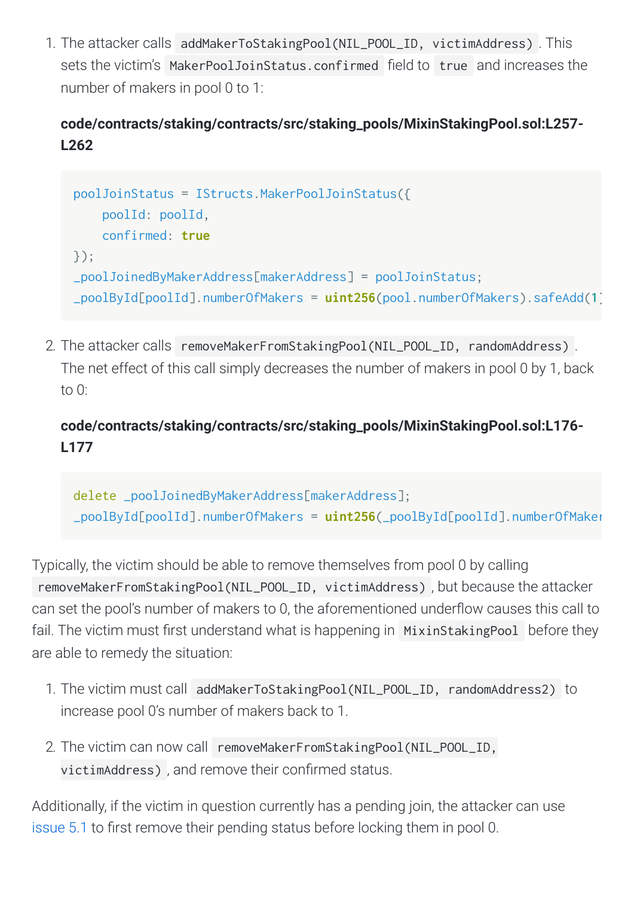1. The attacker calls `addMakerToStakingPool(NIL_POOL_ID, victimAddress)`. This sets the victim's `MakerPoolJoinStatus.confirmed` field to `true` and increases the number of makers in pool 0 to 1:

   **code/contracts/staking/contracts/src/staking_pools/MixinStakingPool.sol:L257-L262**

   ```
   poolJoinStatus = IStructs.MakerPoolJoinStatus({
       poolId: poolId,
       confirmed: true
   });
   _poolJoinedByMakerAddress[makerAddress] = poolJoinStatus;
   _poolById[poolId].numberOfMakers = uint256(pool.numberOfMakers).safeAdd(1
   ```

2. The attacker calls `removeMakerFromStakingPool(NIL_POOL_ID, randomAddress)`. The net effect of this call simply decreases the number of makers in pool 0 by 1, back to 0:

   **code/contracts/staking/contracts/src/staking_pools/MixinStakingPool.sol:L176-L177**

   ```
   delete _poolJoinedByMakerAddress[makerAddress];
   _poolById[poolId].numberOfMakers = uint256(_poolById[poolId].numberOfMaker
   ```

Typically, the victim should be able to remove themselves from pool 0 by calling `removeMakerFromStakingPool(NIL_POOL_ID, victimAddress)`, but because the attacker can set the pool's number of makers to 0, the aforementioned underflow causes this call to fail. The victim must first understand what is happening in `MixinStakingPool` before they are able to remedy the situation:

1. The victim must call `addMakerToStakingPool(NIL_POOL_ID, randomAddress2)` to increase pool 0's number of makers back to 1.

2. The victim can now call `removeMakerFromStakingPool(NIL_POOL_ID, victimAddress)`, and remove their confirmed status.

Additionally, if the victim in question currently has a pending join, the attacker can use issue 5.1 to first remove their pending status before locking them in pool 0.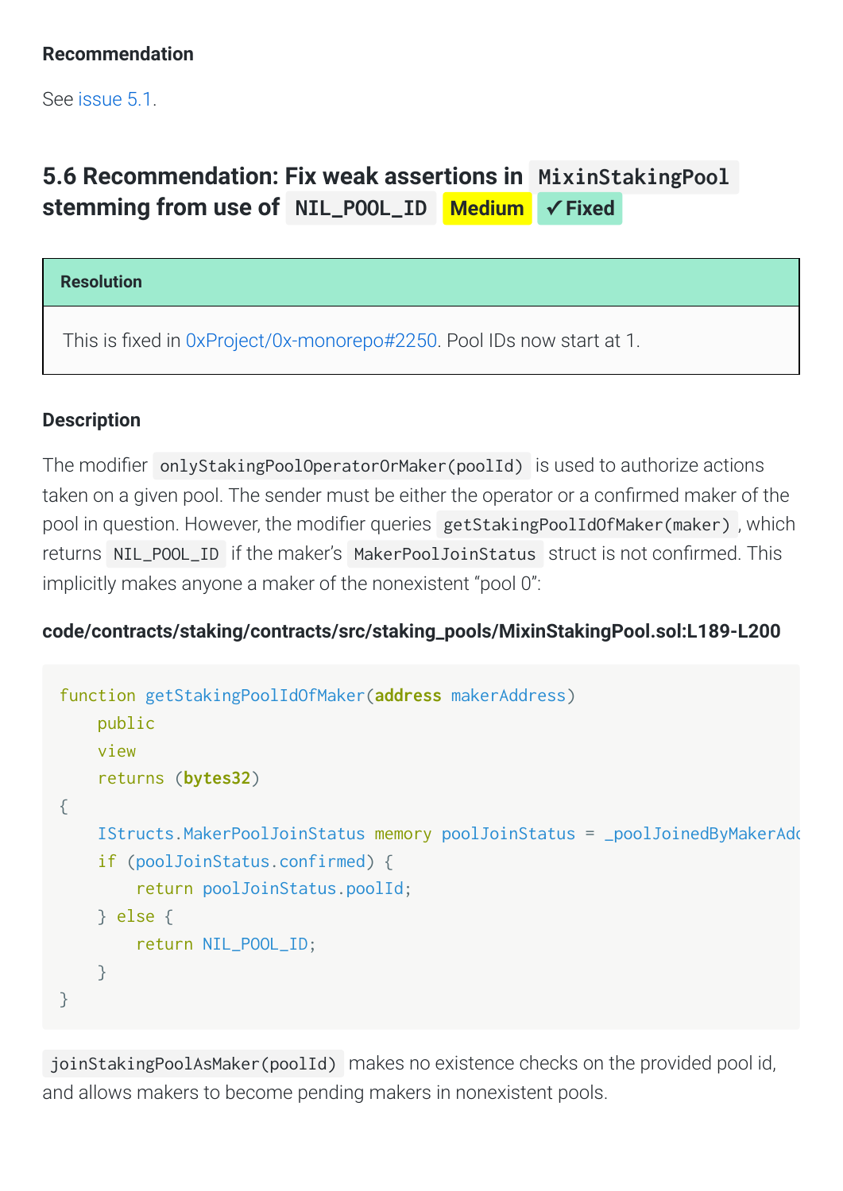#### Recommendation

See issue 5.1.

### 5.6 Recommendation: Fix weak assertions in `MixinStakingPool` stemming from use of `NIL_POOL_ID` Medium ✓ Fixed

#### Resolution

This is fixed in 0xProject/0x-monorepo#2250. Pool IDs now start at 1.

#### Description

The modifier `onlyStakingPoolOperatorOrMaker(poolId)` is used to authorize actions taken on a given pool. The sender must be either the operator or a confirmed maker of the pool in question. However, the modifier queries `getStakingPoolIdOfMaker(maker)`, which returns `NIL_POOL_ID` if the maker's `MakerPoolJoinStatus` struct is not confirmed. This implicitly makes anyone a maker of the nonexistent "pool 0":

**code/contracts/staking/contracts/src/staking_pools/MixinStakingPool.sol:L189-L200**

```
function getStakingPoolIdOfMaker(address makerAddress)
    public
    view
    returns (bytes32)
{
    IStructs.MakerPoolJoinStatus memory poolJoinStatus = _poolJoinedByMakerAdd
    if (poolJoinStatus.confirmed) {
        return poolJoinStatus.poolId;
    } else {
        return NIL_POOL_ID;
    }
}
```

`joinStakingPoolAsMaker(poolId)` makes no existence checks on the provided pool id, and allows makers to become pending makers in nonexistent pools.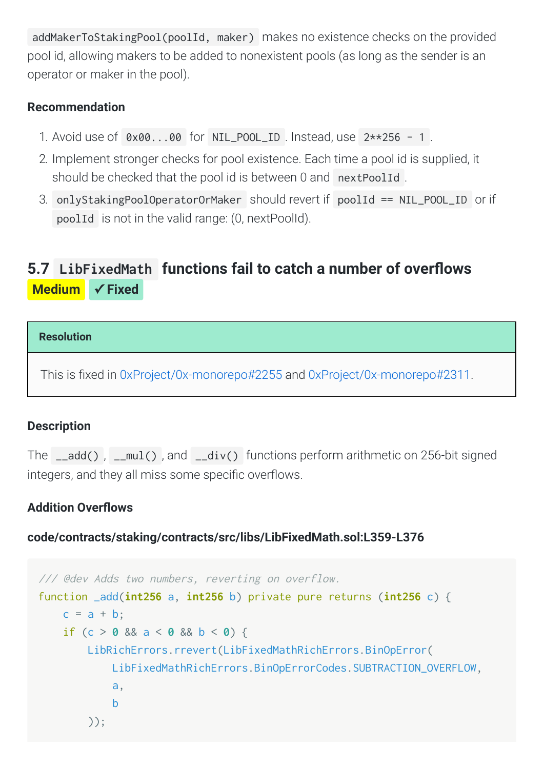`addMakerToStakingPool(poolId, maker)` makes no existence checks on the provided pool id, allowing makers to be added to nonexistent pools (as long as the sender is an operator or maker in the pool).

#### Recommendation

1. Avoid use of `0x00...00` for `NIL_POOL_ID`. Instead, use `2**256 - 1`.
2. Implement stronger checks for pool existence. Each time a pool id is supplied, it should be checked that the pool id is between 0 and `nextPoolId`.
3. `onlyStakingPoolOperatorOrMaker` should revert if `poolId == NIL_POOL_ID` or if `poolId` is not in the valid range: (0, nextPoolId).

### 5.7 `LibFixedMath` functions fail to catch a number of overflows

**Medium** **✓ Fixed**

#### Resolution

This is fixed in 0xProject/0x-monorepo#2255 and 0xProject/0x-monorepo#2311.

#### Description

The `__add()`, `__mul()`, and `__div()` functions perform arithmetic on 256-bit signed integers, and they all miss some specific overflows.

#### Addition Overflows

**code/contracts/staking/contracts/src/libs/LibFixedMath.sol:L359-L376**

```
/// @dev Adds two numbers, reverting on overflow.
function _add(int256 a, int256 b) private pure returns (int256 c) {
    c = a + b;
    if (c > 0 && a < 0 && b < 0) {
        LibRichErrors.rrevert(LibFixedMathRichErrors.BinOpError(
            LibFixedMathRichErrors.BinOpErrorCodes.SUBTRACTION_OVERFLOW,
            a,
            b
        ));
```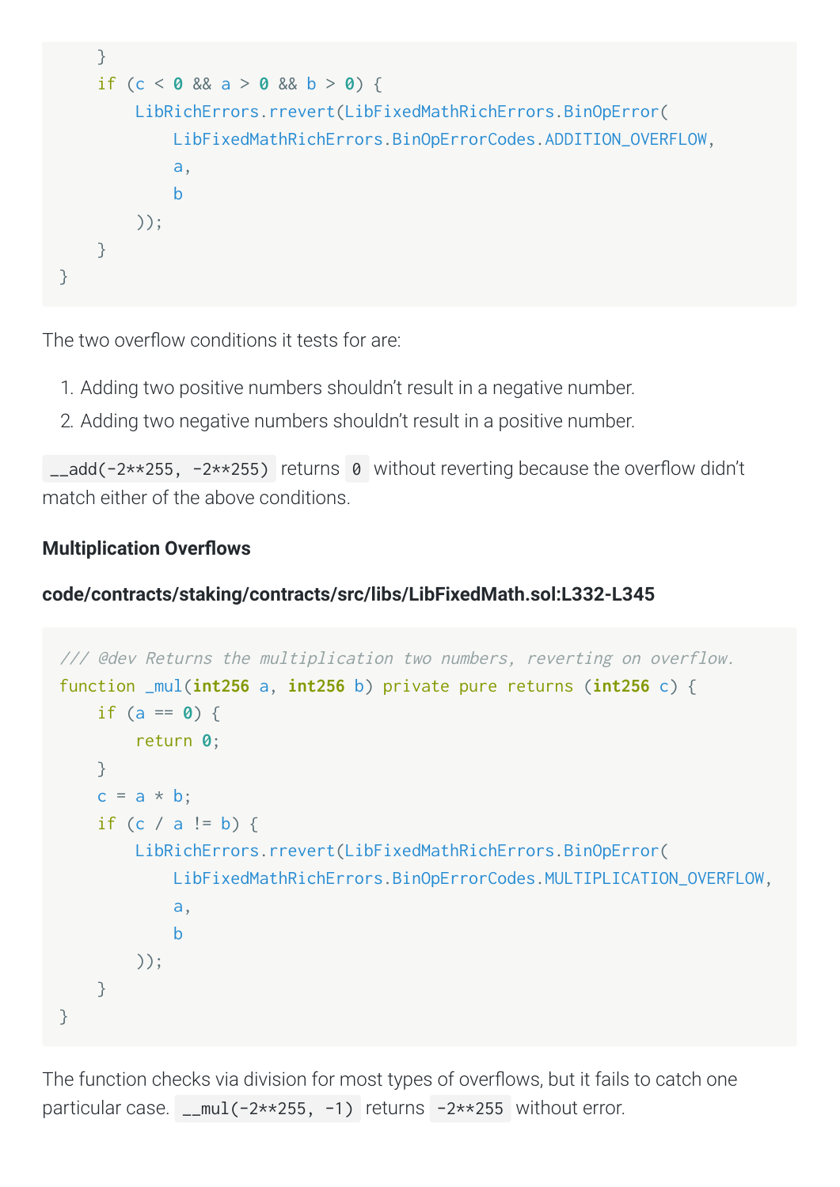```
    }
    if (c < 0 && a > 0 && b > 0) {
        LibRichErrors.rrevert(LibFixedMathRichErrors.BinOpError(
            LibFixedMathRichErrors.BinOpErrorCodes.ADDITION_OVERFLOW,
            a,
            b
        ));
    }
}
```

The two overflow conditions it tests for are:

1. Adding two positive numbers shouldn't result in a negative number.
2. Adding two negative numbers shouldn't result in a positive number.

`__add(-2**255, -2**255)` returns `0` without reverting because the overflow didn't match either of the above conditions.

**Multiplication Overflows**

**code/contracts/staking/contracts/src/libs/LibFixedMath.sol:L332-L345**

```
/// @dev Returns the multiplication two numbers, reverting on overflow.
function _mul(int256 a, int256 b) private pure returns (int256 c) {
    if (a == 0) {
        return 0;
    }
    c = a * b;
    if (c / a != b) {
        LibRichErrors.rrevert(LibFixedMathRichErrors.BinOpError(
            LibFixedMathRichErrors.BinOpErrorCodes.MULTIPLICATION_OVERFLOW,
            a,
            b
        ));
    }
}
```

The function checks via division for most types of overflows, but it fails to catch one particular case. `__mul(-2**255, -1)` returns `-2**255` without error.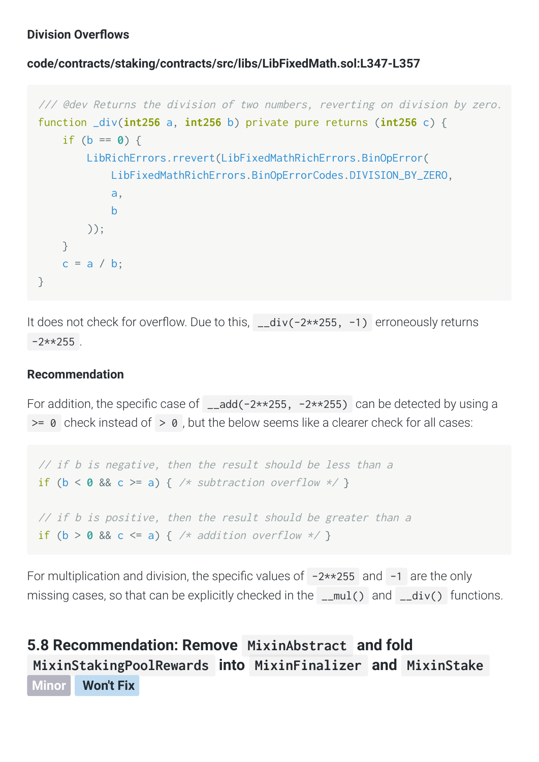#### Division Overflows

**code/contracts/staking/contracts/src/libs/LibFixedMath.sol:L347-L357**

```
/// @dev Returns the division of two numbers, reverting on division by zero.
function _div(int256 a, int256 b) private pure returns (int256 c) {
    if (b == 0) {
        LibRichErrors.rrevert(LibFixedMathRichErrors.BinOpError(
            LibFixedMathRichErrors.BinOpErrorCodes.DIVISION_BY_ZERO,
            a,
            b
        ));
    }
    c = a / b;
}
```

It does not check for overflow. Due to this, `__div(-2**255, -1)` erroneously returns `-2**255`.

#### Recommendation

For addition, the specific case of `__add(-2**255, -2**255)` can be detected by using a `>= 0` check instead of `> 0`, but the below seems like a clearer check for all cases:

```
// if b is negative, then the result should be less than a
if (b < 0 && c >= a) { /* subtraction overflow */ }

// if b is positive, then the result should be greater than a
if (b > 0 && c <= a) { /* addition overflow */ }
```

For multiplication and division, the specific values of `-2**255` and `-1` are the only missing cases, so that can be explicitly checked in the `__mul()` and `__div()` functions.

### 5.8 Recommendation: Remove `MixinAbstract` and fold `MixinStakingPoolRewards` into `MixinFinalizer` and `MixinStake`

Minor Won't Fix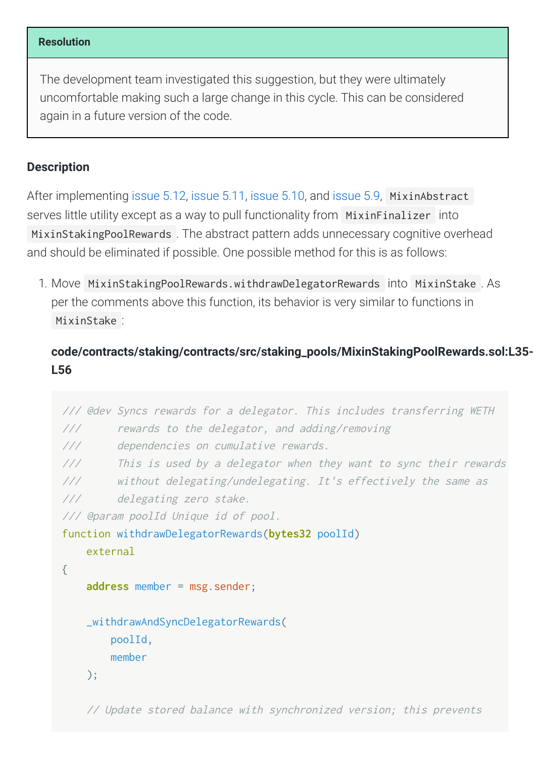#### Resolution

The development team investigated this suggestion, but they were ultimately uncomfortable making such a large change in this cycle. This can be considered again in a future version of the code.

#### Description

After implementing issue 5.12, issue 5.11, issue 5.10, and issue 5.9, `MixinAbstract` serves little utility except as a way to pull functionality from `MixinFinalizer` into `MixinStakingPoolRewards`. The abstract pattern adds unnecessary cognitive overhead and should be eliminated if possible. One possible method for this is as follows:

1. Move `MixinStakingPoolRewards.withdrawDelegatorRewards` into `MixinStake`. As per the comments above this function, its behavior is very similar to functions in `MixinStake`:

   **code/contracts/staking/contracts/src/staking_pools/MixinStakingPoolRewards.sol:L35-L56**

   ```
   /// @dev Syncs rewards for a delegator. This includes transferring WETH
   ///      rewards to the delegator, and adding/removing
   ///      dependencies on cumulative rewards.
   ///      This is used by a delegator when they want to sync their rewards
   ///      without delegating/undelegating. It's effectively the same as
   ///      delegating zero stake.
   /// @param poolId Unique id of pool.
   function withdrawDelegatorRewards(bytes32 poolId)
       external
   {
       address member = msg.sender;

       _withdrawAndSyncDelegatorRewards(
           poolId,
           member
       );

       // Update stored balance with synchronized version; this prevents
   ```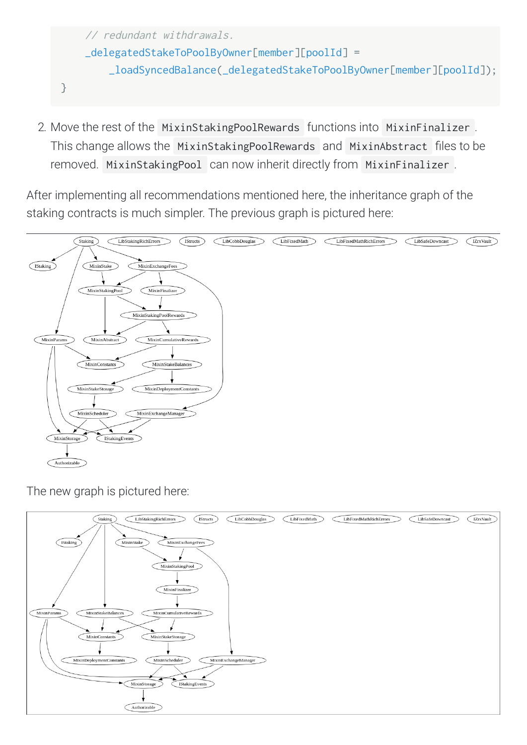```
    // redundant withdrawals.
    _delegatedStakeToPoolByOwner[member][poolId] =
        _loadSyncedBalance(_delegatedStakeToPoolByOwner[member][poolId]);
}
```

2. Move the rest of the `MixinStakingPoolRewards` functions into `MixinFinalizer`. This change allows the `MixinStakingPoolRewards` and `MixinAbstract` files to be removed. `MixinStakingPool` can now inherit directly from `MixinFinalizer`.

After implementing all recommendations mentioned here, the inheritance graph of the staking contracts is much simpler. The previous graph is pictured here:

Staking
LibStakingRichErrors
IStructs
LibCobbDouglas
LibFixedMath
LibFixedMathRichErrors
LibSafeDowncast
IZrxVault
IStaking
MixinStake
MixinExchangeFees
MixinStakingPool
MixinFinalizer
MixinStakingPoolRewards
MixinParams
MixinAbstract
MixinCumulativeRewards
MixinConstants
MixinStakeBalances
MixinStakeStorage
MixinDeploymentConstants
MixinScheduler
MixinExchangeManager
MixinStorage
IStakingEvents
Authorizable

The new graph is pictured here:

Staking
LibStakingRichErrors
IStructs
LibCobbDouglas
LibFixedMath
LibFixedMathRichErrors
LibSafeDowncast
IZrxVault
IStaking
MixinStake
MixinExchangeFees
MixinStakingPool
MixinFinalizer
MixinParams
MixinStakeBalances
MixinCumulativeRewards
MixinConstants
MixinStakeStorage
MixinDeploymentConstants
MixinScheduler
MixinExchangeManager
MixinStorage
IStakingEvents
Authorizable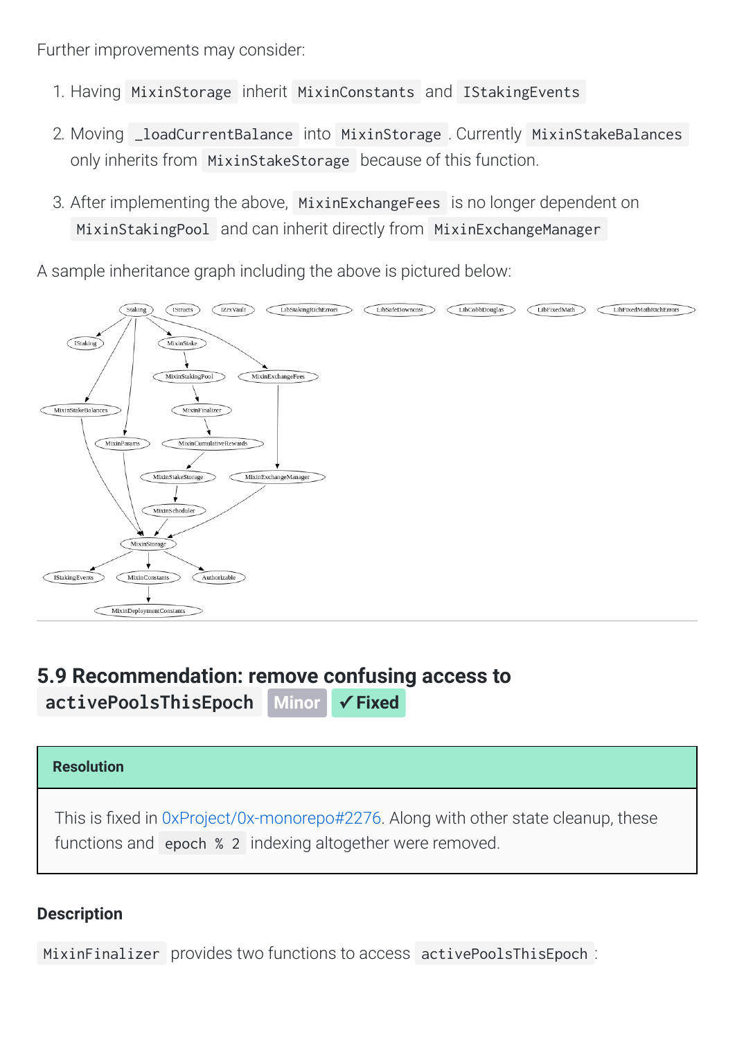Further improvements may consider:

1. Having `MixinStorage` inherit `MixinConstants` and `IStakingEvents`
2. Moving `_loadCurrentBalance` into `MixinStorage`. Currently `MixinStakeBalances` only inherits from `MixinStakeStorage` because of this function.
3. After implementing the above, `MixinExchangeFees` is no longer dependent on `MixinStakingPool` and can inherit directly from `MixinExchangeManager`

A sample inheritance graph including the above is pictured below:

Staking
IStructs
IZrxVault
LibStakingRichErrors
LibSafeDowncast
LibCobbDouglas
LibFixedMath
LibFixedMathRichErrors
IStaking
MixinStake
MixinStakingPool
MixinExchangeFees
MixinStakeBalances
MixinFinalizer
MixinParams
MixinCumulativeRewards
MixinStakeStorage
MixinExchangeManager
MixinScheduler
MixinStorage
IStakingEvents
MixinConstants
Authorizable
MixinDeploymentConstants

## 5.9 Recommendation: remove confusing access to `activePoolsThisEpoch` Minor ✓ Fixed

**Resolution**

This is fixed in 0xProject/0x-monorepo#2276. Along with other state cleanup, these functions and `epoch % 2` indexing altogether were removed.

### Description

`MixinFinalizer` provides two functions to access `activePoolsThisEpoch`: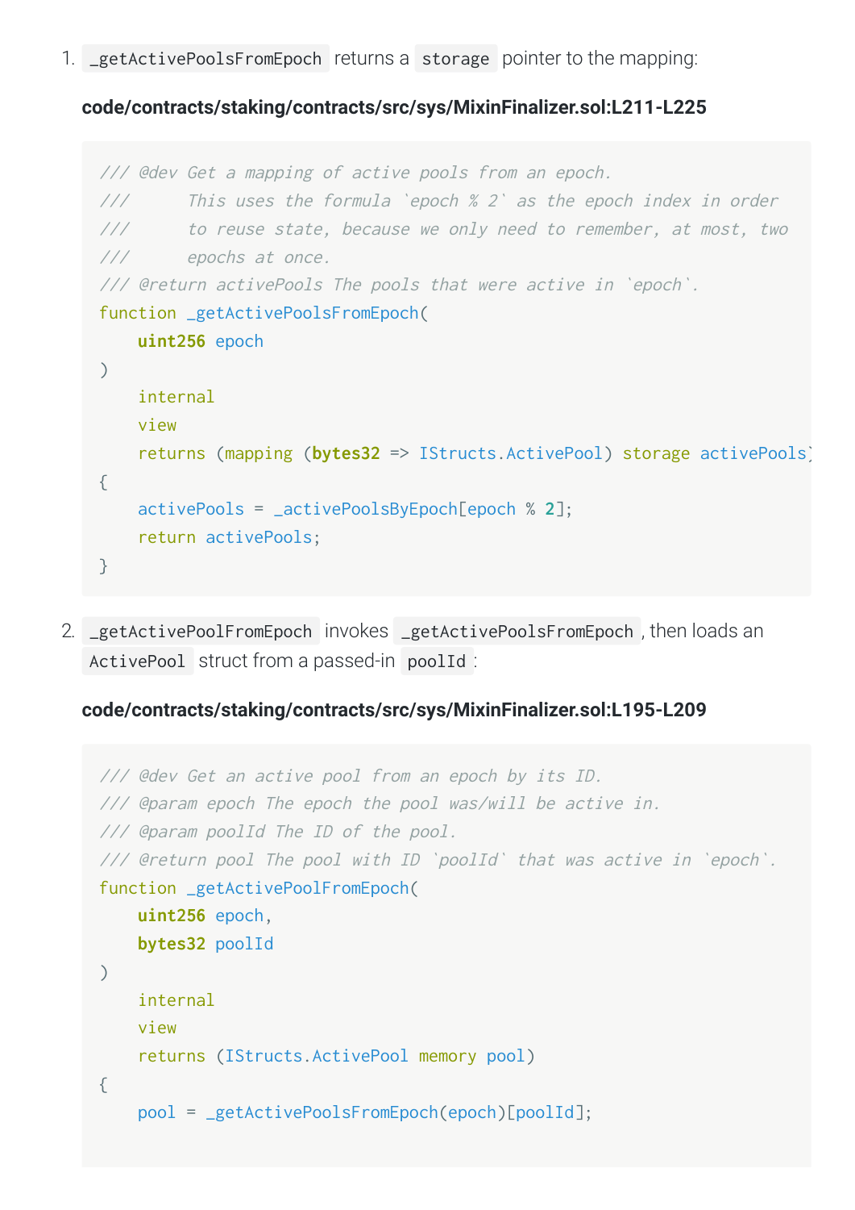1. `_getActivePoolsFromEpoch` returns a `storage` pointer to the mapping:

   **code/contracts/staking/contracts/src/sys/MixinFinalizer.sol:L211-L225**

   ```
   /// @dev Get a mapping of active pools from an epoch.
   ///      This uses the formula `epoch % 2` as the epoch index in order
   ///      to reuse state, because we only need to remember, at most, two
   ///      epochs at once.
   /// @return activePools The pools that were active in `epoch`.
   function _getActivePoolsFromEpoch(
       uint256 epoch
   )
       internal
       view
       returns (mapping (bytes32 => IStructs.ActivePool) storage activePools)
   {
       activePools = _activePoolsByEpoch[epoch % 2];
       return activePools;
   }
   ```

2. `_getActivePoolFromEpoch` invokes `_getActivePoolsFromEpoch`, then loads an `ActivePool` struct from a passed-in `poolId`:

   **code/contracts/staking/contracts/src/sys/MixinFinalizer.sol:L195-L209**

   ```
   /// @dev Get an active pool from an epoch by its ID.
   /// @param epoch The epoch the pool was/will be active in.
   /// @param poolId The ID of the pool.
   /// @return pool The pool with ID `poolId` that was active in `epoch`.
   function _getActivePoolFromEpoch(
       uint256 epoch,
       bytes32 poolId
   )
       internal
       view
       returns (IStructs.ActivePool memory pool)
   {
       pool = _getActivePoolsFromEpoch(epoch)[poolId];
   ```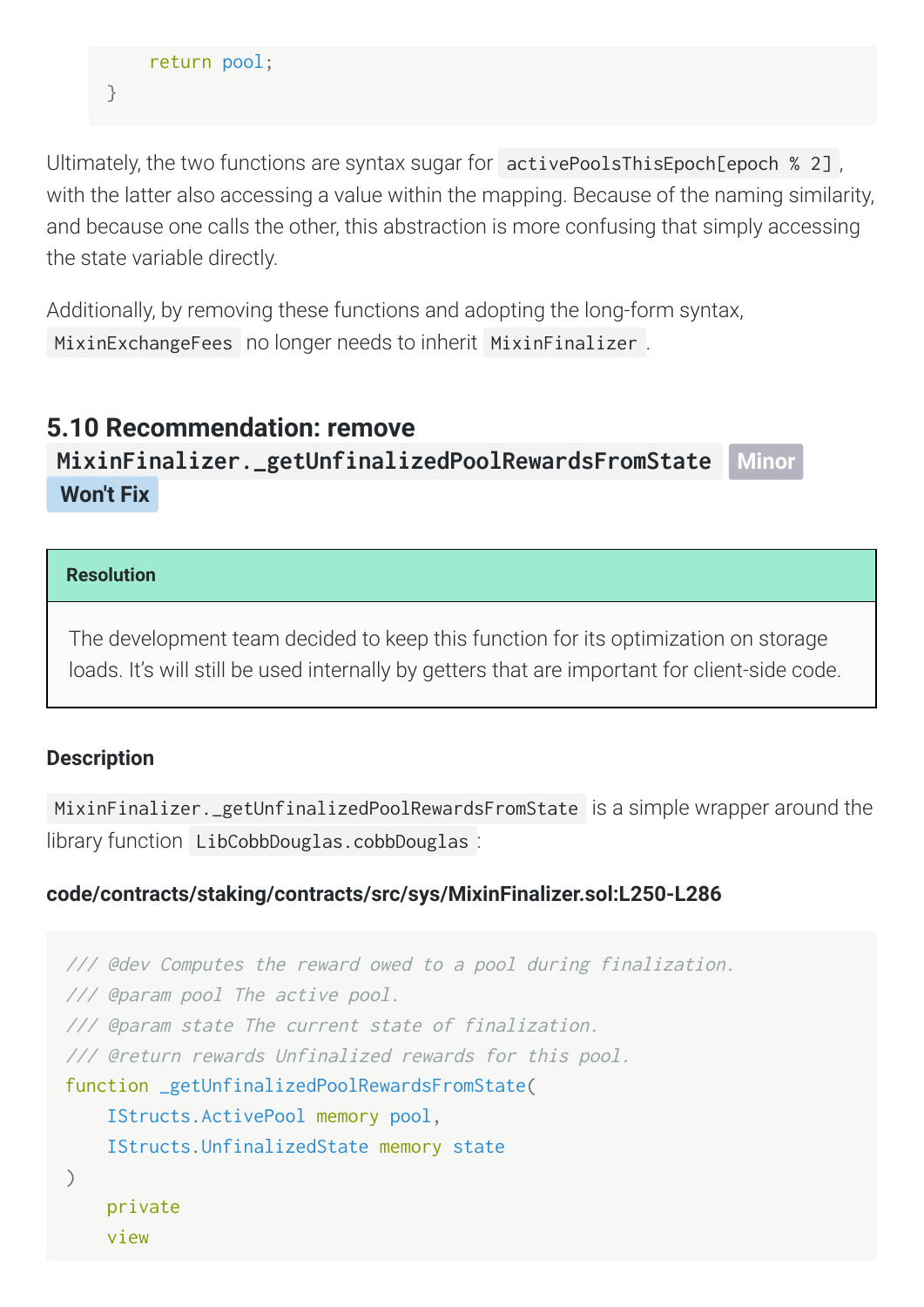```
    return pool;
}
```

Ultimately, the two functions are syntax sugar for `activePoolsThisEpoch[epoch % 2]`, with the latter also accessing a value within the mapping. Because of the naming similarity, and because one calls the other, this abstraction is more confusing that simply accessing the state variable directly.

Additionally, by removing these functions and adopting the long-form syntax, `MixinExchangeFees` no longer needs to inherit `MixinFinalizer`.

### 5.10 Recommendation: remove `MixinFinalizer._getUnfinalizedPoolRewardsFromState` Minor Won't Fix

**Resolution**

The development team decided to keep this function for its optimization on storage loads. It's will still be used internally by getters that are important for client-side code.

#### Description

`MixinFinalizer._getUnfinalizedPoolRewardsFromState` is a simple wrapper around the library function `LibCobbDouglas.cobbDouglas`:

**code/contracts/staking/contracts/src/sys/MixinFinalizer.sol:L250-L286**

```
/// @dev Computes the reward owed to a pool during finalization.
/// @param pool The active pool.
/// @param state The current state of finalization.
/// @return rewards Unfinalized rewards for this pool.
function _getUnfinalizedPoolRewardsFromState(
    IStructs.ActivePool memory pool,
    IStructs.UnfinalizedState memory state
)
    private
    view
```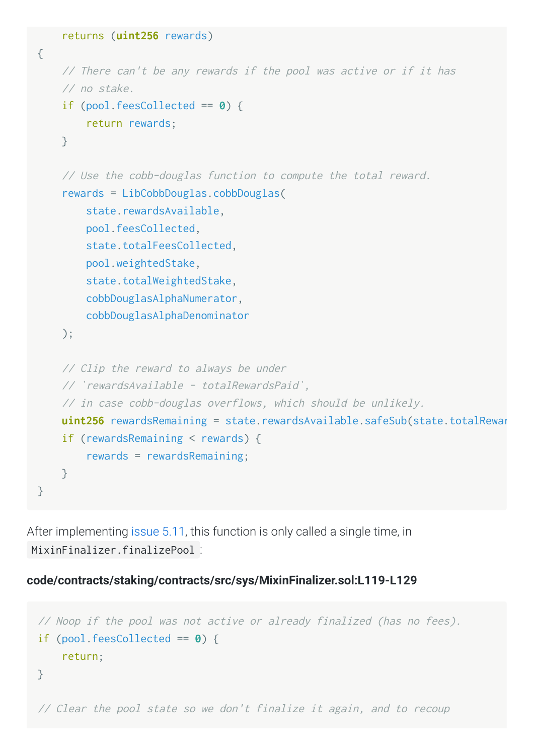```
    returns (uint256 rewards)
{
    // There can't be any rewards if the pool was active or if it has
    // no stake.
    if (pool.feesCollected == 0) {
        return rewards;
    }

    // Use the cobb-douglas function to compute the total reward.
    rewards = LibCobbDouglas.cobbDouglas(
        state.rewardsAvailable,
        pool.feesCollected,
        state.totalFeesCollected,
        pool.weightedStake,
        state.totalWeightedStake,
        cobbDouglasAlphaNumerator,
        cobbDouglasAlphaDenominator
    );

    // Clip the reward to always be under
    // `rewardsAvailable - totalRewardsPaid`,
    // in case cobb-douglas overflows, which should be unlikely.
    uint256 rewardsRemaining = state.rewardsAvailable.safeSub(state.totalRewar
    if (rewardsRemaining < rewards) {
        rewards = rewardsRemaining;
    }
}
```

After implementing issue 5.11, this function is only called a single time, in `MixinFinalizer.finalizePool`:

**code/contracts/staking/contracts/src/sys/MixinFinalizer.sol:L119-L129**

```
// Noop if the pool was not active or already finalized (has no fees).
if (pool.feesCollected == 0) {
    return;
}

// Clear the pool state so we don't finalize it again, and to recoup
```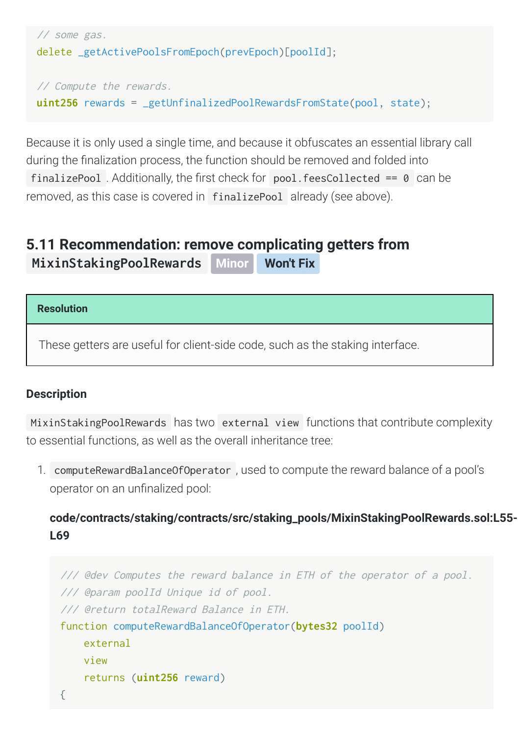```
// some gas.
delete _getActivePoolsFromEpoch(prevEpoch)[poolId];

// Compute the rewards.
uint256 rewards = _getUnfinalizedPoolRewardsFromState(pool, state);
```

Because it is only used a single time, and because it obfuscates an essential library call during the finalization process, the function should be removed and folded into `finalizePool`. Additionally, the first check for `pool.feesCollected == 0` can be removed, as this case is covered in `finalizePool` already (see above).

## 5.11 Recommendation: remove complicating getters from `MixinStakingPoolRewards` Minor Won't Fix

**Resolution**

These getters are useful for client-side code, such as the staking interface.

#### Description

`MixinStakingPoolRewards` has two `external view` functions that contribute complexity to essential functions, as well as the overall inheritance tree:

1. `computeRewardBalanceOfOperator`, used to compute the reward balance of a pool's operator on an unfinalized pool:

   **code/contracts/staking/contracts/src/staking_pools/MixinStakingPoolRewards.sol:L55-L69**

   ```
   /// @dev Computes the reward balance in ETH of the operator of a pool.
   /// @param poolId Unique id of pool.
   /// @return totalReward Balance in ETH.
   function computeRewardBalanceOfOperator(bytes32 poolId)
       external
       view
       returns (uint256 reward)
   {
   ```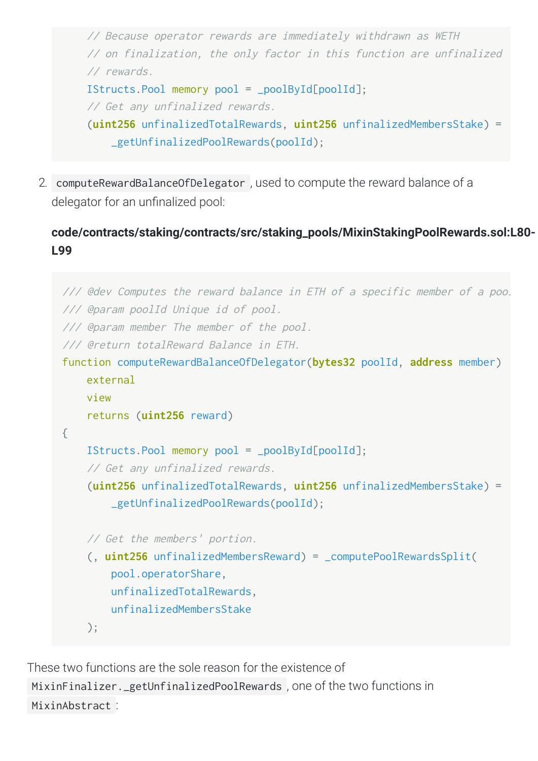```
    // Because operator rewards are immediately withdrawn as WETH
    // on finalization, the only factor in this function are unfinalized
    // rewards.
    IStructs.Pool memory pool = _poolById[poolId];
    // Get any unfinalized rewards.
    (uint256 unfinalizedTotalRewards, uint256 unfinalizedMembersStake) =
        _getUnfinalizedPoolRewards(poolId);
```

2. `computeRewardBalanceOfDelegator`, used to compute the reward balance of a delegator for an unfinalized pool:

   **code/contracts/staking/contracts/src/staking_pools/MixinStakingPoolRewards.sol:L80-L99**

```
/// @dev Computes the reward balance in ETH of a specific member of a poo.
/// @param poolId Unique id of pool.
/// @param member The member of the pool.
/// @return totalReward Balance in ETH.
function computeRewardBalanceOfDelegator(bytes32 poolId, address member)
    external
    view
    returns (uint256 reward)
{
    IStructs.Pool memory pool = _poolById[poolId];
    // Get any unfinalized rewards.
    (uint256 unfinalizedTotalRewards, uint256 unfinalizedMembersStake) =
        _getUnfinalizedPoolRewards(poolId);

    // Get the members' portion.
    (, uint256 unfinalizedMembersReward) = _computePoolRewardsSplit(
        pool.operatorShare,
        unfinalizedTotalRewards,
        unfinalizedMembersStake
    );
```

These two functions are the sole reason for the existence of `MixinFinalizer._getUnfinalizedPoolRewards`, one of the two functions in `MixinAbstract`: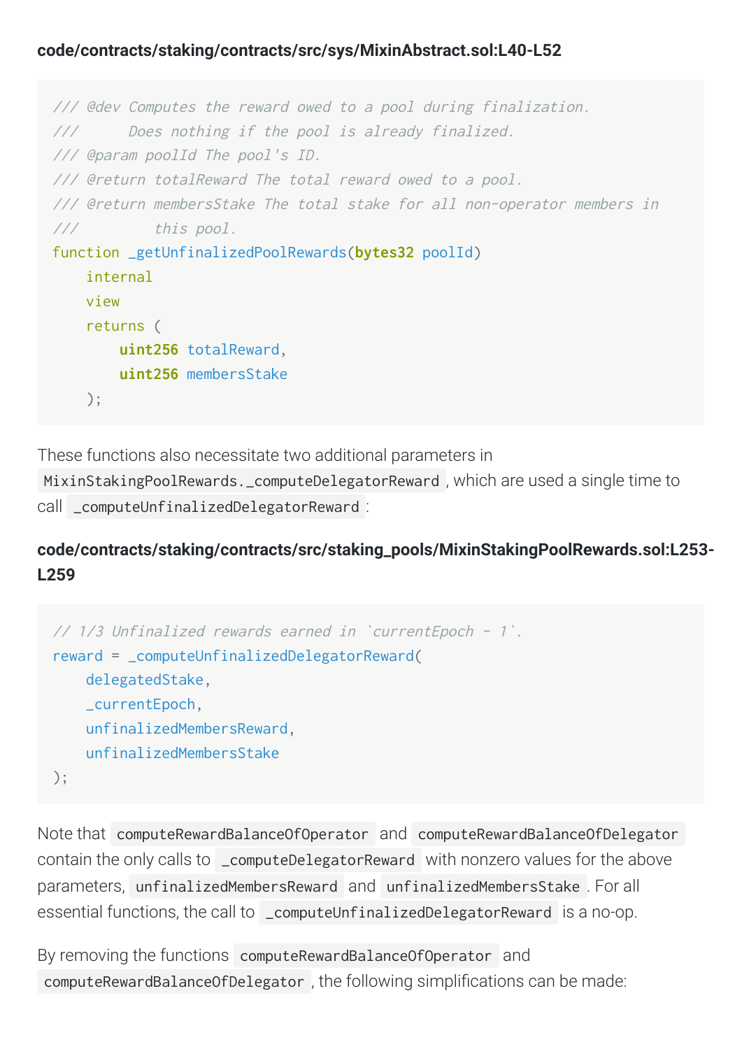**code/contracts/staking/contracts/src/sys/MixinAbstract.sol:L40-L52**

```
/// @dev Computes the reward owed to a pool during finalization.
///      Does nothing if the pool is already finalized.
/// @param poolId The pool's ID.
/// @return totalReward The total reward owed to a pool.
/// @return membersStake The total stake for all non-operator members in
///         this pool.
function _getUnfinalizedPoolRewards(bytes32 poolId)
    internal
    view
    returns (
        uint256 totalReward,
        uint256 membersStake
    );
```

These functions also necessitate two additional parameters in `MixinStakingPoolRewards._computeDelegatorReward`, which are used a single time to call `_computeUnfinalizedDelegatorReward`:

**code/contracts/staking/contracts/src/staking_pools/MixinStakingPoolRewards.sol:L253-L259**

```
// 1/3 Unfinalized rewards earned in `currentEpoch - 1`.
reward = _computeUnfinalizedDelegatorReward(
    delegatedStake,
    _currentEpoch,
    unfinalizedMembersReward,
    unfinalizedMembersStake
);
```

Note that `computeRewardBalanceOfOperator` and `computeRewardBalanceOfDelegator` contain the only calls to `_computeDelegatorReward` with nonzero values for the above parameters, `unfinalizedMembersReward` and `unfinalizedMembersStake`. For all essential functions, the call to `_computeUnfinalizedDelegatorReward` is a no-op.

By removing the functions `computeRewardBalanceOfOperator` and `computeRewardBalanceOfDelegator`, the following simplifications can be made: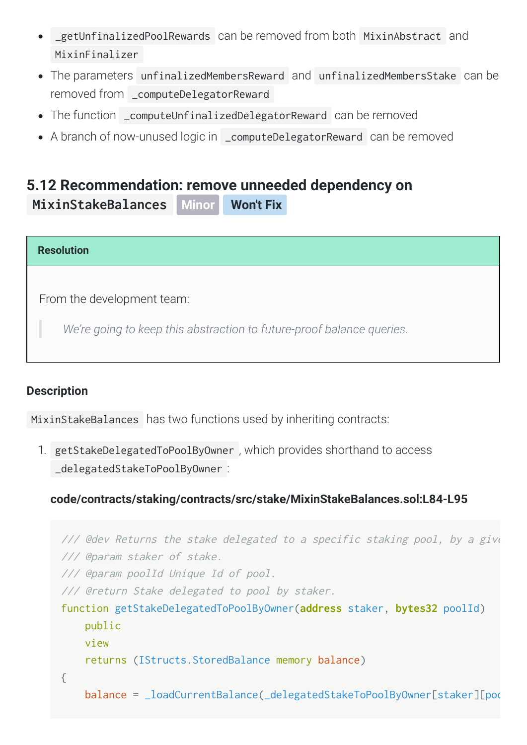- `_getUnfinalizedPoolRewards` can be removed from both `MixinAbstract` and `MixinFinalizer`
- The parameters `unfinalizedMembersReward` and `unfinalizedMembersStake` can be removed from `_computeDelegatorReward`
- The function `_computeUnfinalizedDelegatorReward` can be removed
- A branch of now-unused logic in `_computeDelegatorReward` can be removed

## 5.12 Recommendation: remove unneeded dependency on `MixinStakeBalances` Minor Won't Fix

**Resolution**

From the development team:

> *We're going to keep this abstraction to future-proof balance queries.*

### Description

`MixinStakeBalances` has two functions used by inheriting contracts:

1. `getStakeDelegatedToPoolByOwner`, which provides shorthand to access `_delegatedStakeToPoolByOwner`:

   **code/contracts/staking/contracts/src/stake/MixinStakeBalances.sol:L84-L95**

```
/// @dev Returns the stake delegated to a specific staking pool, by a give
/// @param staker of stake.
/// @param poolId Unique Id of pool.
/// @return Stake delegated to pool by staker.
function getStakeDelegatedToPoolByOwner(address staker, bytes32 poolId)
    public
    view
    returns (IStructs.StoredBalance memory balance)
{
    balance = _loadCurrentBalance(_delegatedStakeToPoolByOwner[staker][poo
```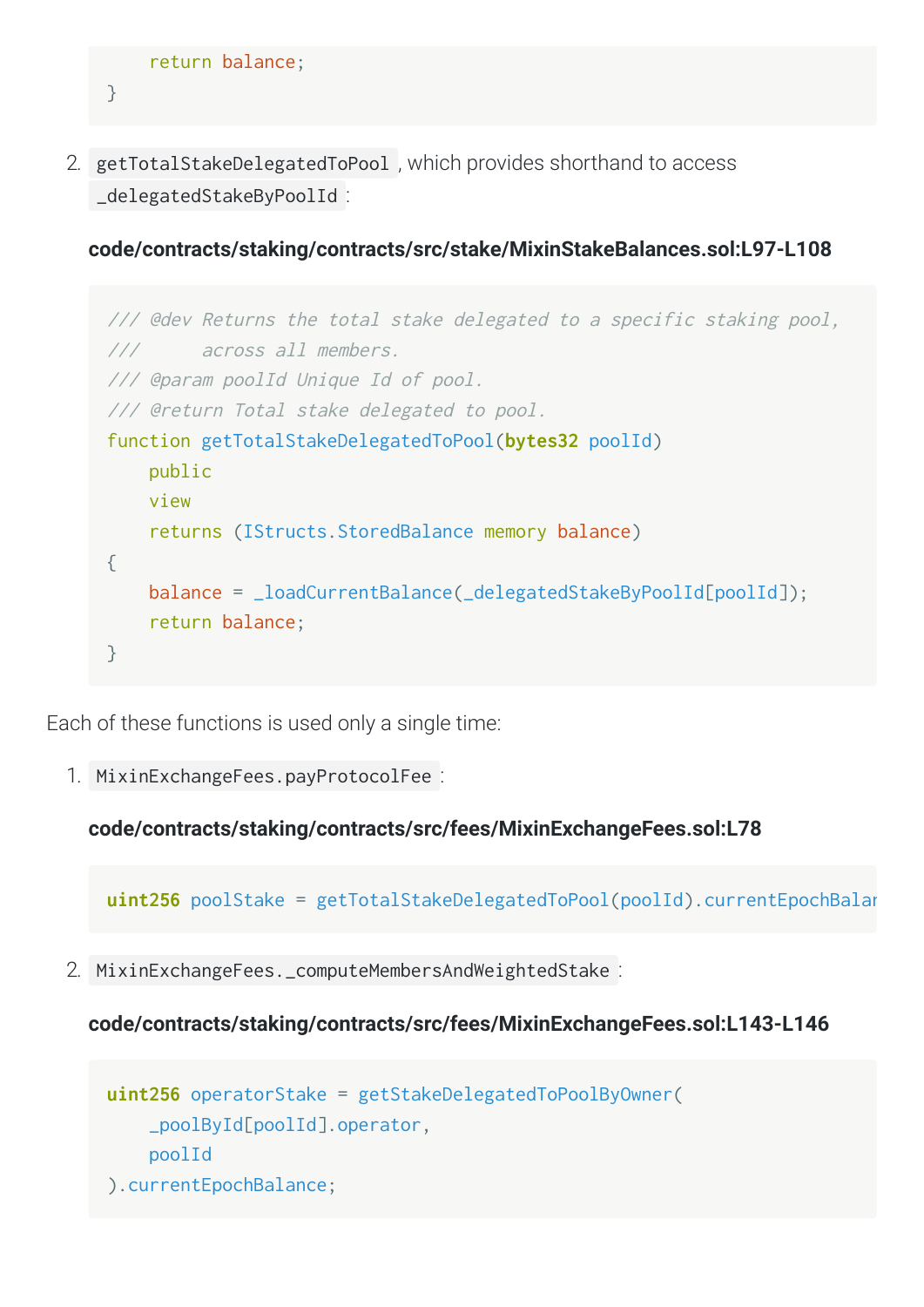```
    return balance;
}
```

2. `getTotalStakeDelegatedToPool`, which provides shorthand to access `_delegatedStakeByPoolId`:

   **code/contracts/staking/contracts/src/stake/MixinStakeBalances.sol:L97-L108**

```
/// @dev Returns the total stake delegated to a specific staking pool,
///      across all members.
/// @param poolId Unique Id of pool.
/// @return Total stake delegated to pool.
function getTotalStakeDelegatedToPool(bytes32 poolId)
    public
    view
    returns (IStructs.StoredBalance memory balance)
{
    balance = _loadCurrentBalance(_delegatedStakeByPoolId[poolId]);
    return balance;
}
```

Each of these functions is used only a single time:

1. `MixinExchangeFees.payProtocolFee`:

   **code/contracts/staking/contracts/src/fees/MixinExchangeFees.sol:L78**

```
uint256 poolStake = getTotalStakeDelegatedToPool(poolId).currentEpochBalar
```

2. `MixinExchangeFees._computeMembersAndWeightedStake`:

   **code/contracts/staking/contracts/src/fees/MixinExchangeFees.sol:L143-L146**

```
uint256 operatorStake = getStakeDelegatedToPoolByOwner(
    _poolById[poolId].operator,
    poolId
).currentEpochBalance;
```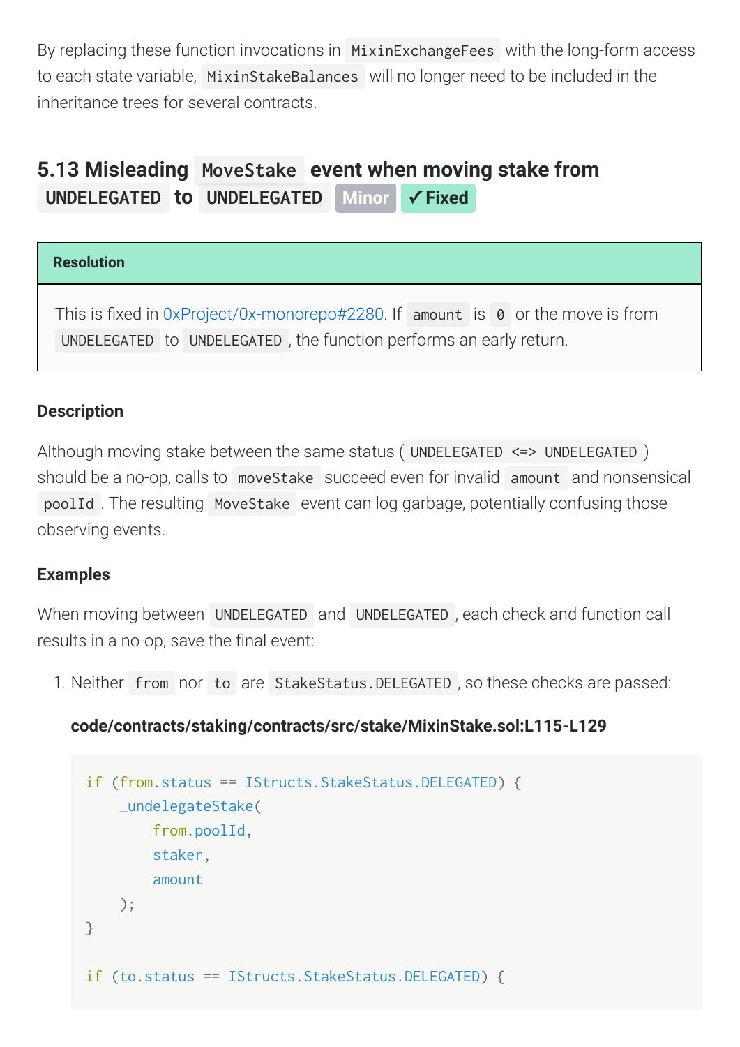By replacing these function invocations in `MixinExchangeFees` with the long-form access to each state variable, `MixinStakeBalances` will no longer need to be included in the inheritance trees for several contracts.

## 5.13 Misleading `MoveStake` event when moving stake from `UNDELEGATED` to `UNDELEGATED` Minor ✓ Fixed

**Resolution**

This is fixed in 0xProject/0x-monorepo#2280. If `amount` is `0` or the move is from `UNDELEGATED` to `UNDELEGATED`, the function performs an early return.

#### Description

Although moving stake between the same status ( `UNDELEGATED <=> UNDELEGATED` ) should be a no-op, calls to `moveStake` succeed even for invalid `amount` and nonsensical `poolId`. The resulting `MoveStake` event can log garbage, potentially confusing those observing events.

#### Examples

When moving between `UNDELEGATED` and `UNDELEGATED`, each check and function call results in a no-op, save the final event:

1. Neither `from` nor `to` are `StakeStatus.DELEGATED`, so these checks are passed:

   **code/contracts/staking/contracts/src/stake/MixinStake.sol:L115-L129**

```
if (from.status == IStructs.StakeStatus.DELEGATED) {
    _undelegateStake(
        from.poolId,
        staker,
        amount
    );
}

if (to.status == IStructs.StakeStatus.DELEGATED) {
```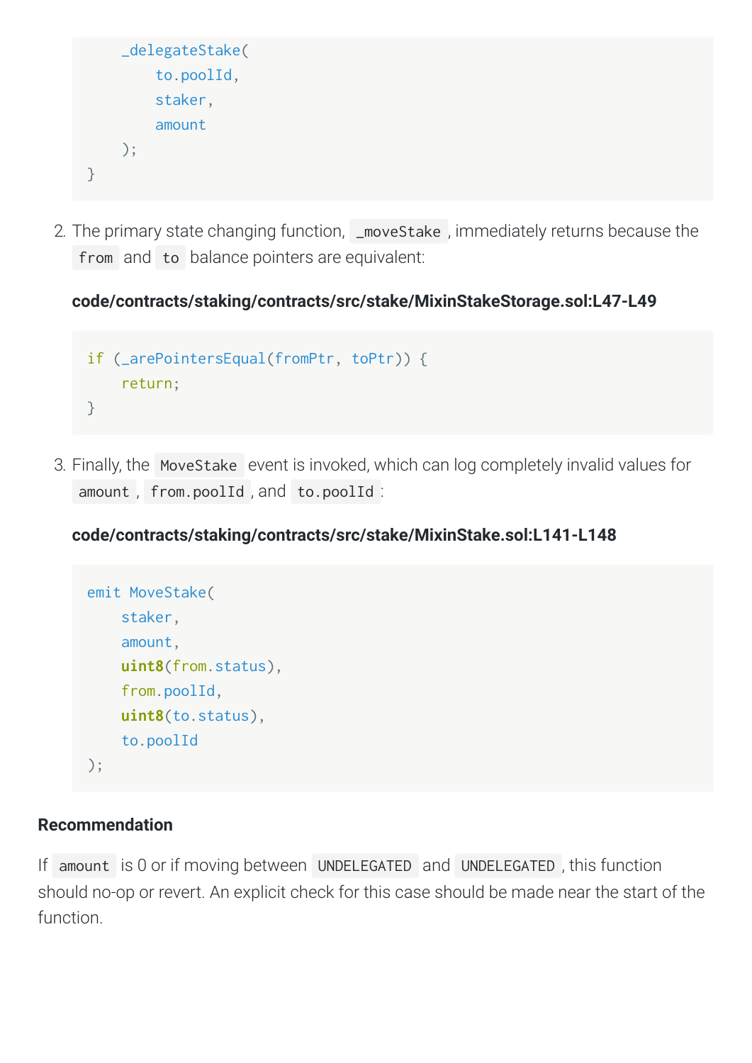```
    _delegateStake(
        to.poolId,
        staker,
        amount
    );
}
```

2. The primary state changing function, `_moveStake`, immediately returns because the `from` and `to` balance pointers are equivalent:

   **code/contracts/staking/contracts/src/stake/MixinStakeStorage.sol:L47-L49**

   ```
   if (_arePointersEqual(fromPtr, toPtr)) {
       return;
   }
   ```

3. Finally, the `MoveStake` event is invoked, which can log completely invalid values for `amount`, `from.poolId`, and `to.poolId`:

   **code/contracts/staking/contracts/src/stake/MixinStake.sol:L141-L148**

   ```
   emit MoveStake(
       staker,
       amount,
       uint8(from.status),
       from.poolId,
       uint8(to.status),
       to.poolId
   );
   ```

#### Recommendation

If `amount` is 0 or if moving between `UNDELEGATED` and `UNDELEGATED`, this function should no-op or revert. An explicit check for this case should be made near the start of the function.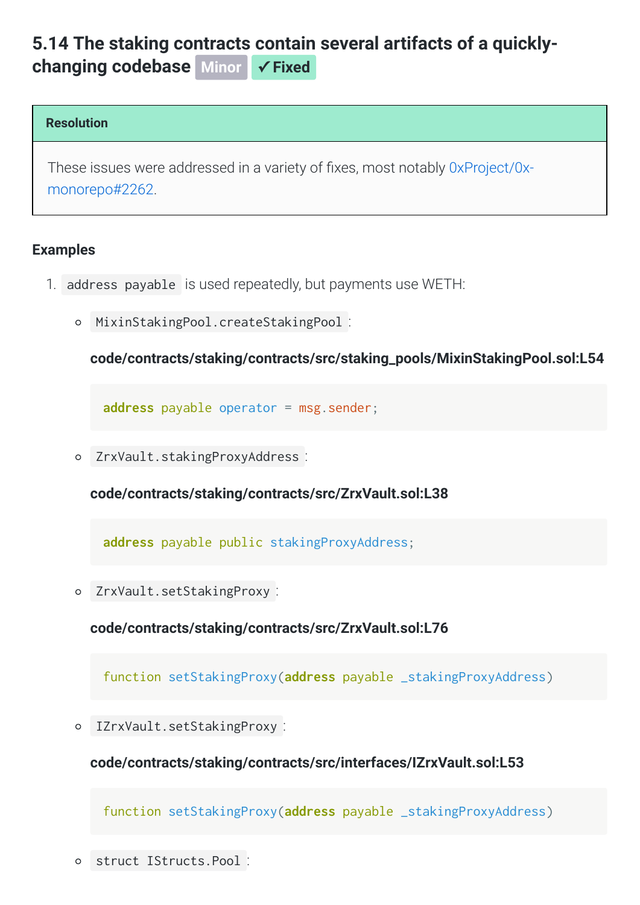## 5.14 The staking contracts contain several artifacts of a quickly-changing codebase Minor ✓ Fixed

**Resolution**

These issues were addressed in a variety of fixes, most notably 0xProject/0x-monorepo#2262.

### Examples

1. `address payable` is used repeatedly, but payments use WETH:

   - `MixinStakingPool.createStakingPool`:

     **code/contracts/staking/contracts/src/staking_pools/MixinStakingPool.sol:L54**

     ```
     address payable operator = msg.sender;
     ```

   - `ZrxVault.stakingProxyAddress`:

     **code/contracts/staking/contracts/src/ZrxVault.sol:L38**

     ```
     address payable public stakingProxyAddress;
     ```

   - `ZrxVault.setStakingProxy`:

     **code/contracts/staking/contracts/src/ZrxVault.sol:L76**

     ```
     function setStakingProxy(address payable _stakingProxyAddress)
     ```

   - `IZrxVault.setStakingProxy`:

     **code/contracts/staking/contracts/src/interfaces/IZrxVault.sol:L53**

     ```
     function setStakingProxy(address payable _stakingProxyAddress)
     ```

   - `struct IStructs.Pool`: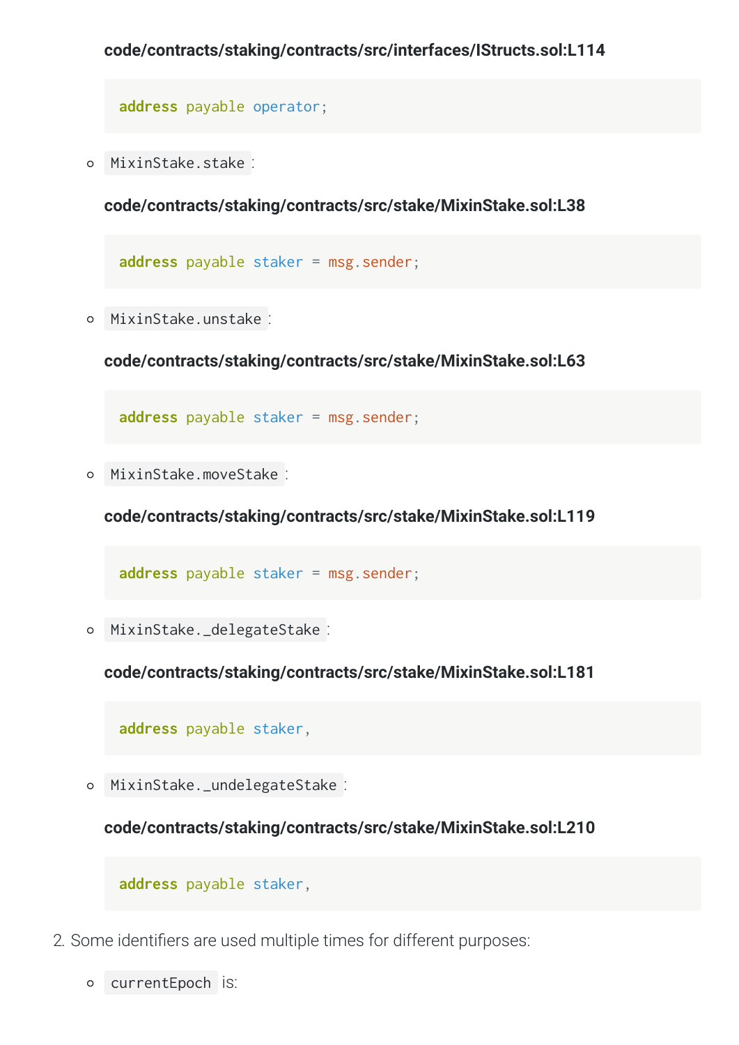**code/contracts/staking/contracts/src/interfaces/IStructs.sol:L114**

```
address payable operator;
```

- `MixinStake.stake`:

  **code/contracts/staking/contracts/src/stake/MixinStake.sol:L38**

  ```
  address payable staker = msg.sender;
  ```

- `MixinStake.unstake`:

  **code/contracts/staking/contracts/src/stake/MixinStake.sol:L63**

  ```
  address payable staker = msg.sender;
  ```

- `MixinStake.moveStake`:

  **code/contracts/staking/contracts/src/stake/MixinStake.sol:L119**

  ```
  address payable staker = msg.sender;
  ```

- `MixinStake._delegateStake`:

  **code/contracts/staking/contracts/src/stake/MixinStake.sol:L181**

  ```
  address payable staker,
  ```

- `MixinStake._undelegateStake`:

  **code/contracts/staking/contracts/src/stake/MixinStake.sol:L210**

  ```
  address payable staker,
  ```

2. Some identifiers are used multiple times for different purposes:

   - `currentEpoch` is: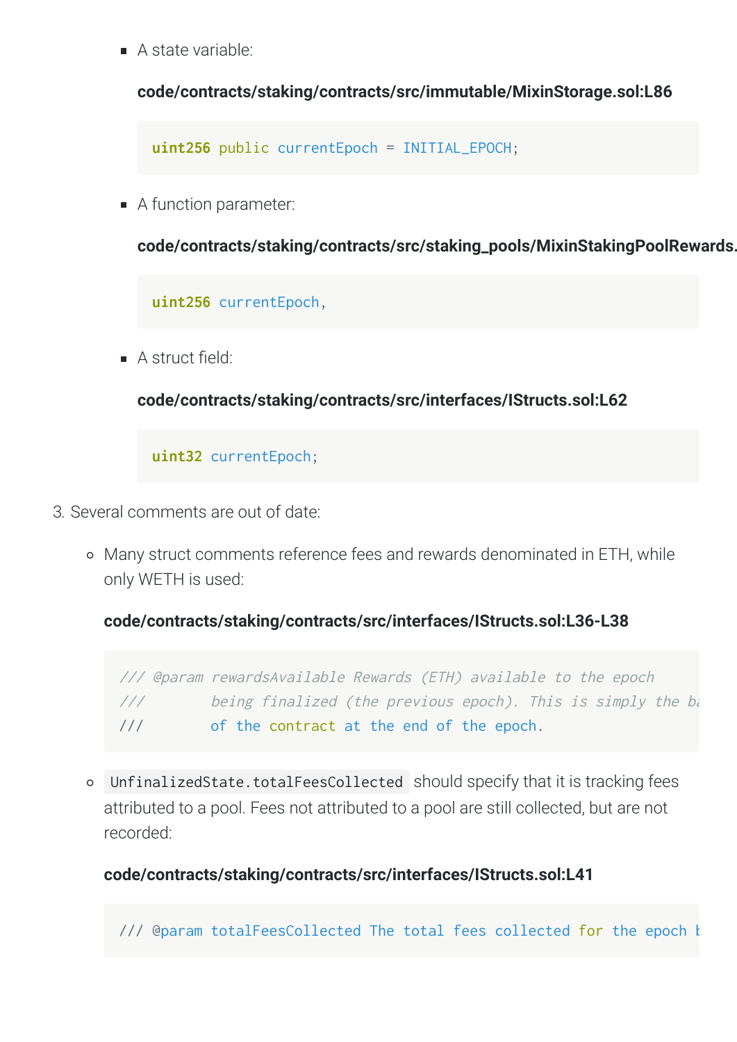- A state variable:

  **code/contracts/staking/contracts/src/immutable/MixinStorage.sol:L86**

  ```
  uint256 public currentEpoch = INITIAL_EPOCH;
  ```

- A function parameter:

  **code/contracts/staking/contracts/src/staking_pools/MixinStakingPoolRewards.**

  ```
  uint256 currentEpoch,
  ```

- A struct field:

  **code/contracts/staking/contracts/src/interfaces/IStructs.sol:L62**

  ```
  uint32 currentEpoch;
  ```

3. Several comments are out of date:

   - Many struct comments reference fees and rewards denominated in ETH, while only WETH is used:

     **code/contracts/staking/contracts/src/interfaces/IStructs.sol:L36-L38**

     ```
     /// @param rewardsAvailable Rewards (ETH) available to the epoch
     ///        being finalized (the previous epoch). This is simply the ba
     ///        of the contract at the end of the epoch.
     ```

   - `UnfinalizedState.totalFeesCollected` should specify that it is tracking fees attributed to a pool. Fees not attributed to a pool are still collected, but are not recorded:

     **code/contracts/staking/contracts/src/interfaces/IStructs.sol:L41**

     ```
     /// @param totalFeesCollected The total fees collected for the epoch b
     ```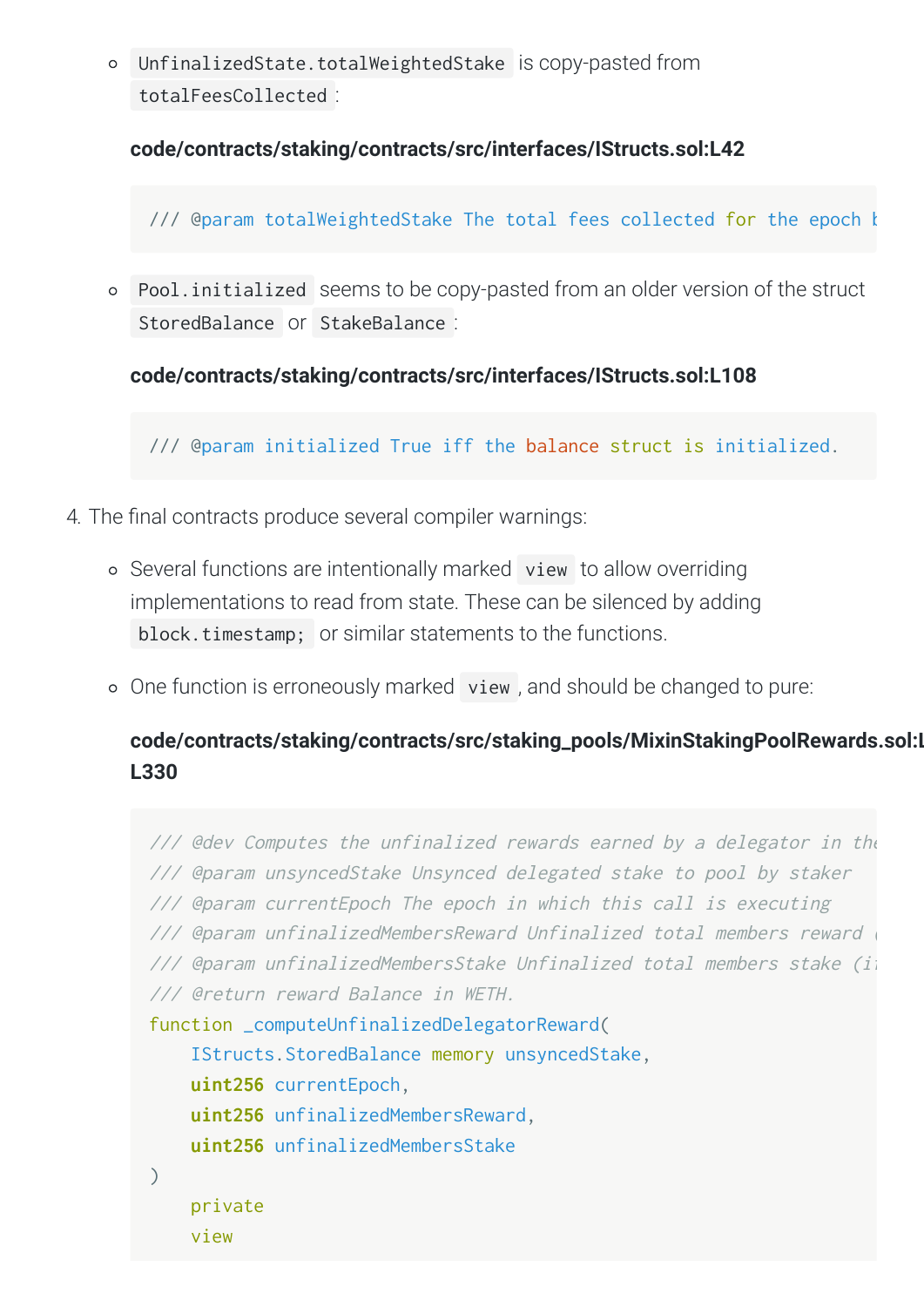- `UnfinalizedState.totalWeightedStake` is copy-pasted from `totalFeesCollected`:

  **code/contracts/staking/contracts/src/interfaces/IStructs.sol:L42**

  ```
  /// @param totalWeightedStake The total fees collected for the epoch b
  ```

- `Pool.initialized` seems to be copy-pasted from an older version of the struct `StoredBalance` or `StakeBalance`:

  **code/contracts/staking/contracts/src/interfaces/IStructs.sol:L108**

  ```
  /// @param initialized True iff the balance struct is initialized.
  ```

4. The final contracts produce several compiler warnings:

- Several functions are intentionally marked `view` to allow overriding implementations to read from state. These can be silenced by adding `block.timestamp;` or similar statements to the functions.

- One function is erroneously marked `view`, and should be changed to pure:

  **code/contracts/staking/contracts/src/staking_pools/MixinStakingPoolRewards.sol:L L330**

  ```
  /// @dev Computes the unfinalized rewards earned by a delegator in the
  /// @param unsyncedStake Unsynced delegated stake to pool by staker
  /// @param currentEpoch The epoch in which this call is executing
  /// @param unfinalizedMembersReward Unfinalized total members reward (
  /// @param unfinalizedMembersStake Unfinalized total members stake (i
  /// @return reward Balance in WETH.
  function _computeUnfinalizedDelegatorReward(
      IStructs.StoredBalance memory unsyncedStake,
      uint256 currentEpoch,
      uint256 unfinalizedMembersReward,
      uint256 unfinalizedMembersStake
  )
      private
      view
  ```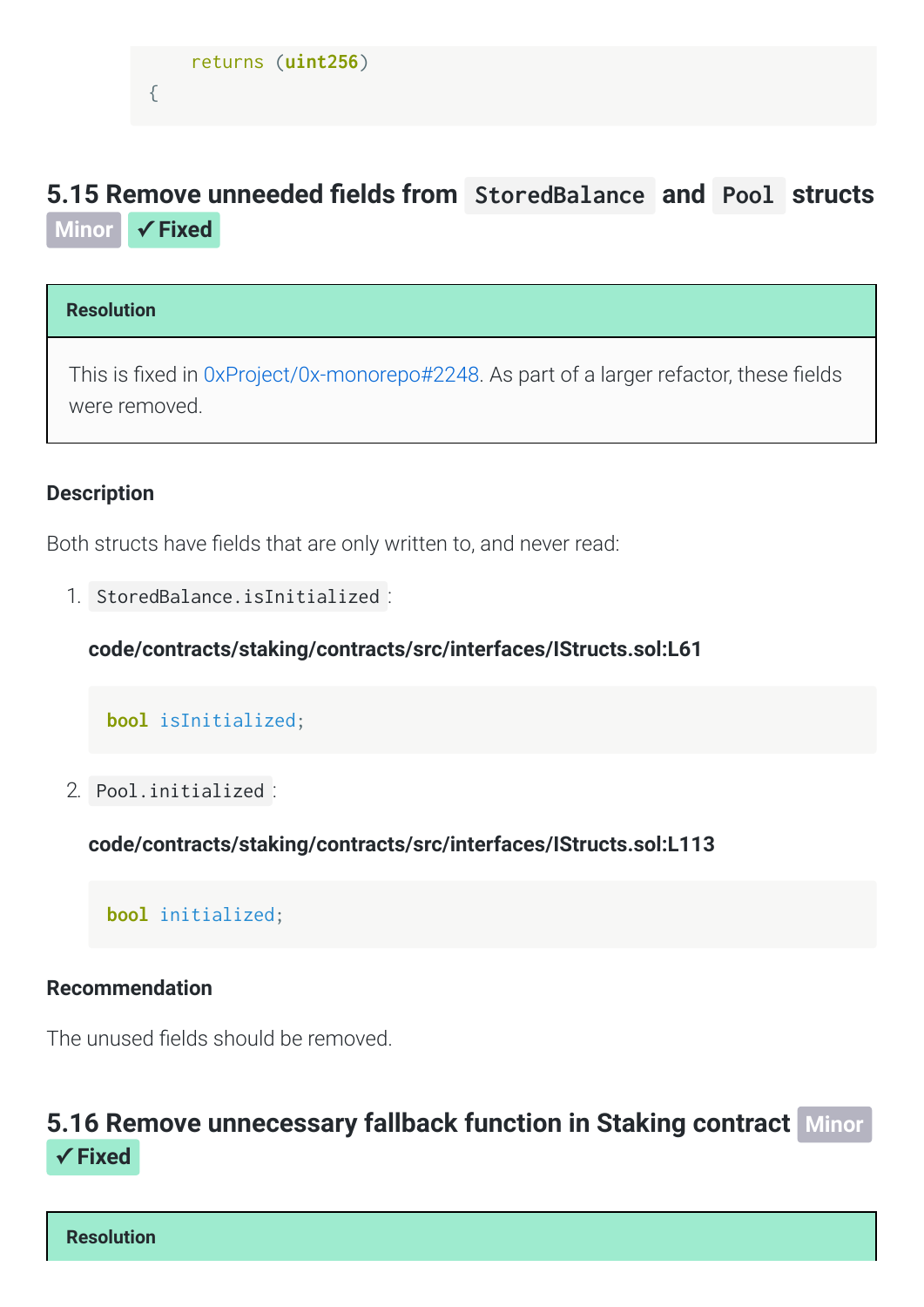```
    returns (uint256)
{
```

## 5.15 Remove unneeded fields from `StoredBalance` and `Pool` structs Minor ✓ Fixed

**Resolution**

This is fixed in 0xProject/0x-monorepo#2248. As part of a larger refactor, these fields were removed.

### Description

Both structs have fields that are only written to, and never read:

1. `StoredBalance.isInitialized`:

   **code/contracts/staking/contracts/src/interfaces/IStructs.sol:L61**

   ```
   bool isInitialized;
   ```

2. `Pool.initialized`:

   **code/contracts/staking/contracts/src/interfaces/IStructs.sol:L113**

   ```
   bool initialized;
   ```

### Recommendation

The unused fields should be removed.

## 5.16 Remove unnecessary fallback function in Staking contract Minor ✓ Fixed

**Resolution**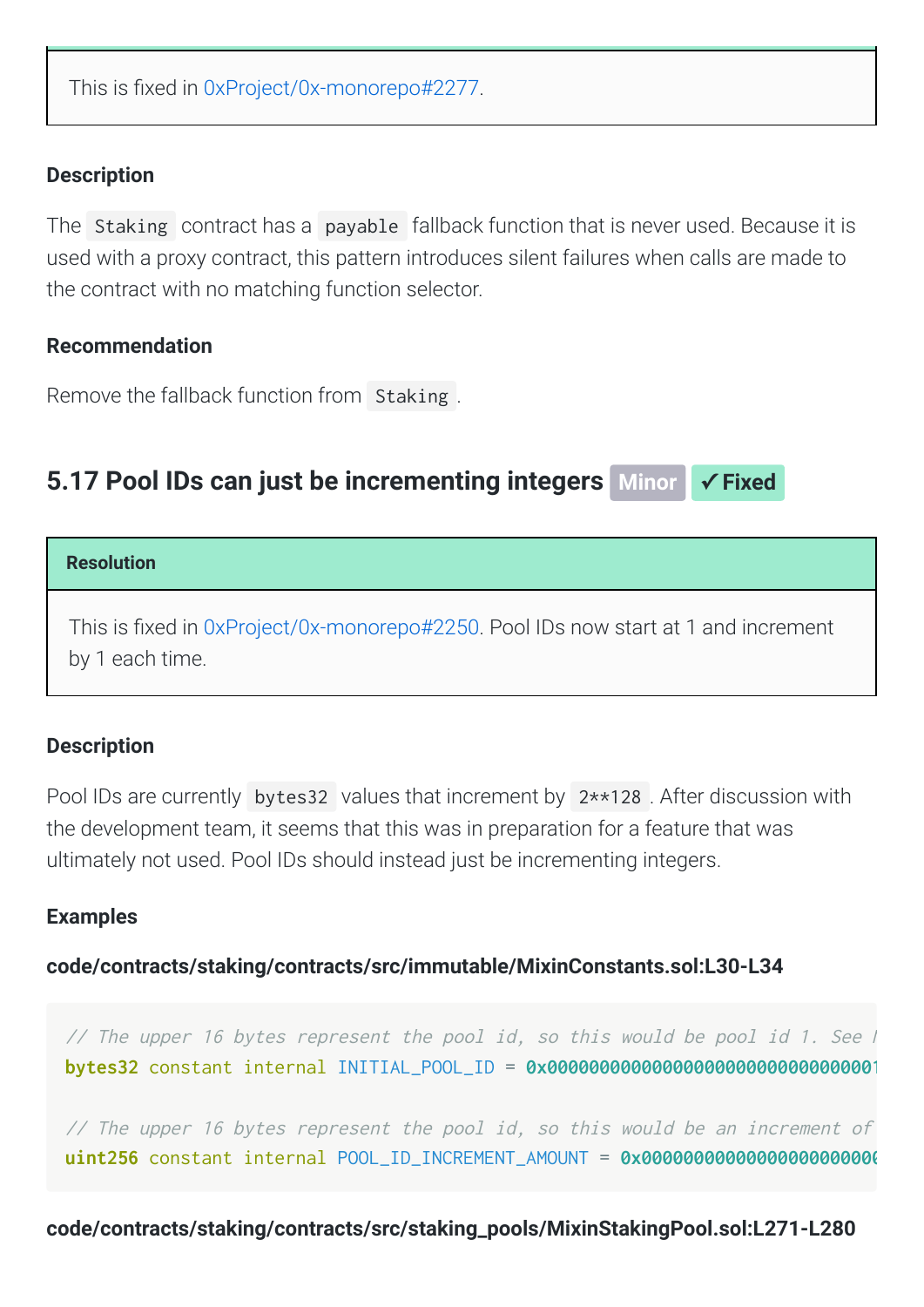This is fixed in 0xProject/0x-monorepo#2277.

#### Description

The `Staking` contract has a `payable` fallback function that is never used. Because it is used with a proxy contract, this pattern introduces silent failures when calls are made to the contract with no matching function selector.

#### Recommendation

Remove the fallback function from `Staking`.

### 5.17 Pool IDs can just be incrementing integers Minor ✓ Fixed

**Resolution**

This is fixed in 0xProject/0x-monorepo#2250. Pool IDs now start at 1 and increment by 1 each time.

#### Description

Pool IDs are currently `bytes32` values that increment by `2**128`. After discussion with the development team, it seems that this was in preparation for a feature that was ultimately not used. Pool IDs should instead just be incrementing integers.

#### Examples

**code/contracts/staking/contracts/src/immutable/MixinConstants.sol:L30-L34**

```
// The upper 16 bytes represent the pool id, so this would be pool id 1. See I
bytes32 constant internal INITIAL_POOL_ID = 0x00000000000000000000000000000001

// The upper 16 bytes represent the pool id, so this would be an increment of
uint256 constant internal POOL_ID_INCREMENT_AMOUNT = 0x0000000000000000000000
```

**code/contracts/staking/contracts/src/staking_pools/MixinStakingPool.sol:L271-L280**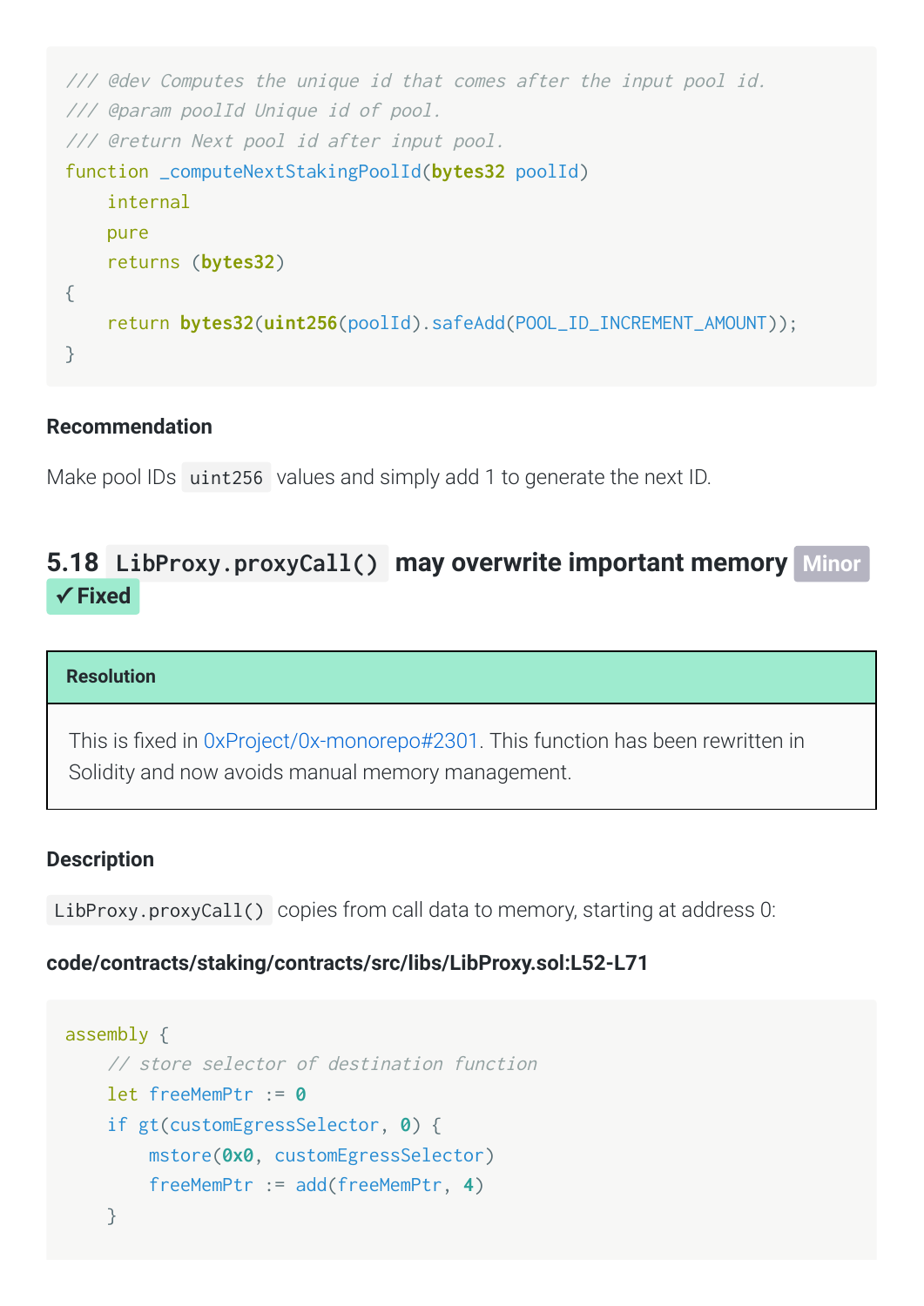```
/// @dev Computes the unique id that comes after the input pool id.
/// @param poolId Unique id of pool.
/// @return Next pool id after input pool.
function _computeNextStakingPoolId(bytes32 poolId)
    internal
    pure
    returns (bytes32)
{
    return bytes32(uint256(poolId).safeAdd(POOL_ID_INCREMENT_AMOUNT));
}
```

#### Recommendation

Make pool IDs `uint256` values and simply add 1 to generate the next ID.

### 5.18 `LibProxy.proxyCall()` may overwrite important memory Minor ✓ Fixed

**Resolution**

This is fixed in 0xProject/0x-monorepo#2301. This function has been rewritten in Solidity and now avoids manual memory management.

#### Description

`LibProxy.proxyCall()` copies from call data to memory, starting at address 0:

**code/contracts/staking/contracts/src/libs/LibProxy.sol:L52-L71**

```
assembly {
    // store selector of destination function
    let freeMemPtr := 0
    if gt(customEgressSelector, 0) {
        mstore(0x0, customEgressSelector)
        freeMemPtr := add(freeMemPtr, 4)
    }
```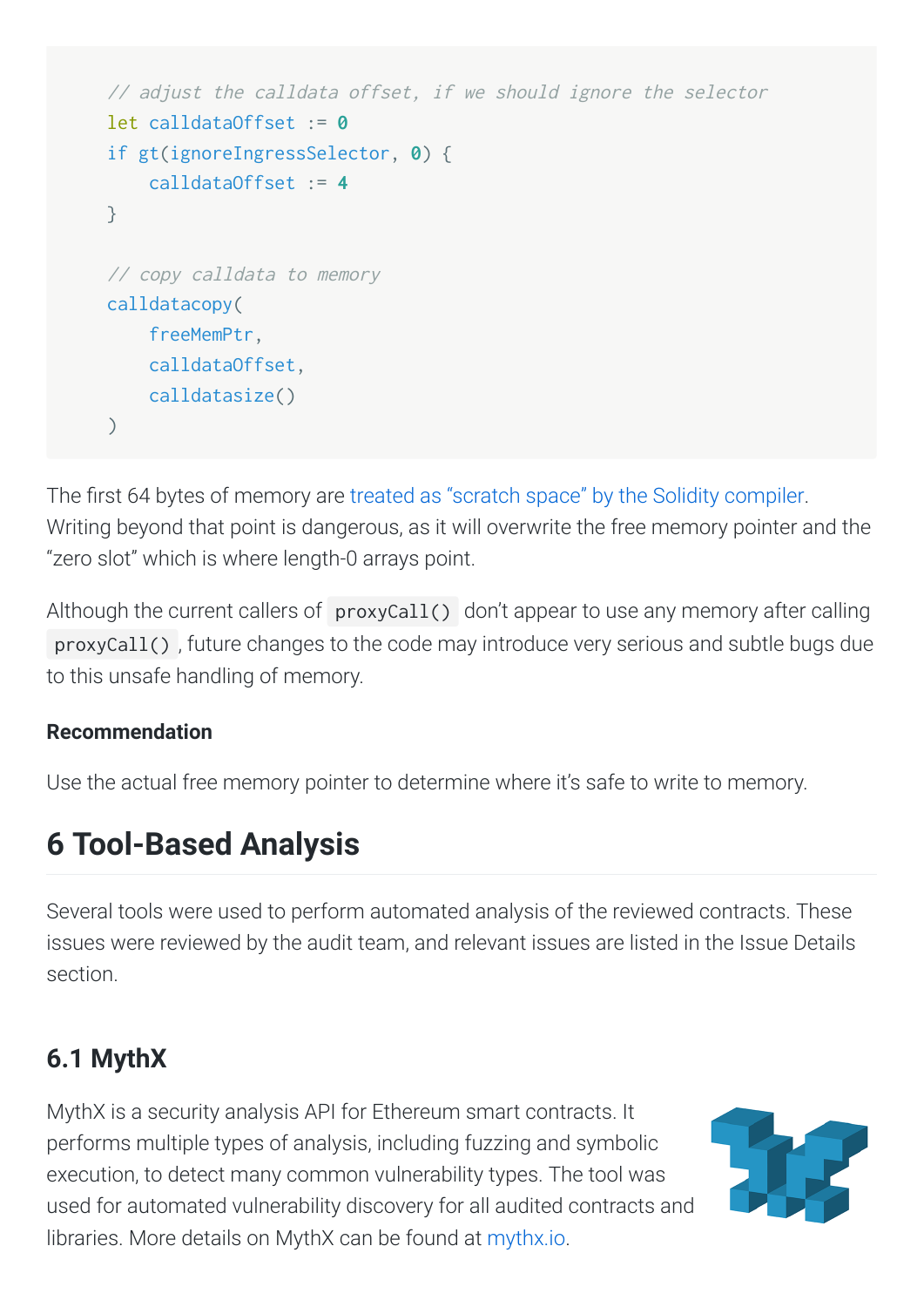```
// adjust the calldata offset, if we should ignore the selector
let calldataOffset := 0
if gt(ignoreIngressSelector, 0) {
    calldataOffset := 4
}

// copy calldata to memory
calldatacopy(
    freeMemPtr,
    calldataOffset,
    calldatasize()
)
```

The first 64 bytes of memory are treated as "scratch space" by the Solidity compiler. Writing beyond that point is dangerous, as it will overwrite the free memory pointer and the "zero slot" which is where length-0 arrays point.

Although the current callers of `proxyCall()` don't appear to use any memory after calling `proxyCall()`, future changes to the code may introduce very serious and subtle bugs due to this unsafe handling of memory.

#### Recommendation

Use the actual free memory pointer to determine where it's safe to write to memory.

## 6 Tool-Based Analysis

Several tools were used to perform automated analysis of the reviewed contracts. These issues were reviewed by the audit team, and relevant issues are listed in the Issue Details section.

### 6.1 MythX

MythX is a security analysis API for Ethereum smart contracts. It performs multiple types of analysis, including fuzzing and symbolic execution, to detect many common vulnerability types. The tool was used for automated vulnerability discovery for all audited contracts and libraries. More details on MythX can be found at mythx.io.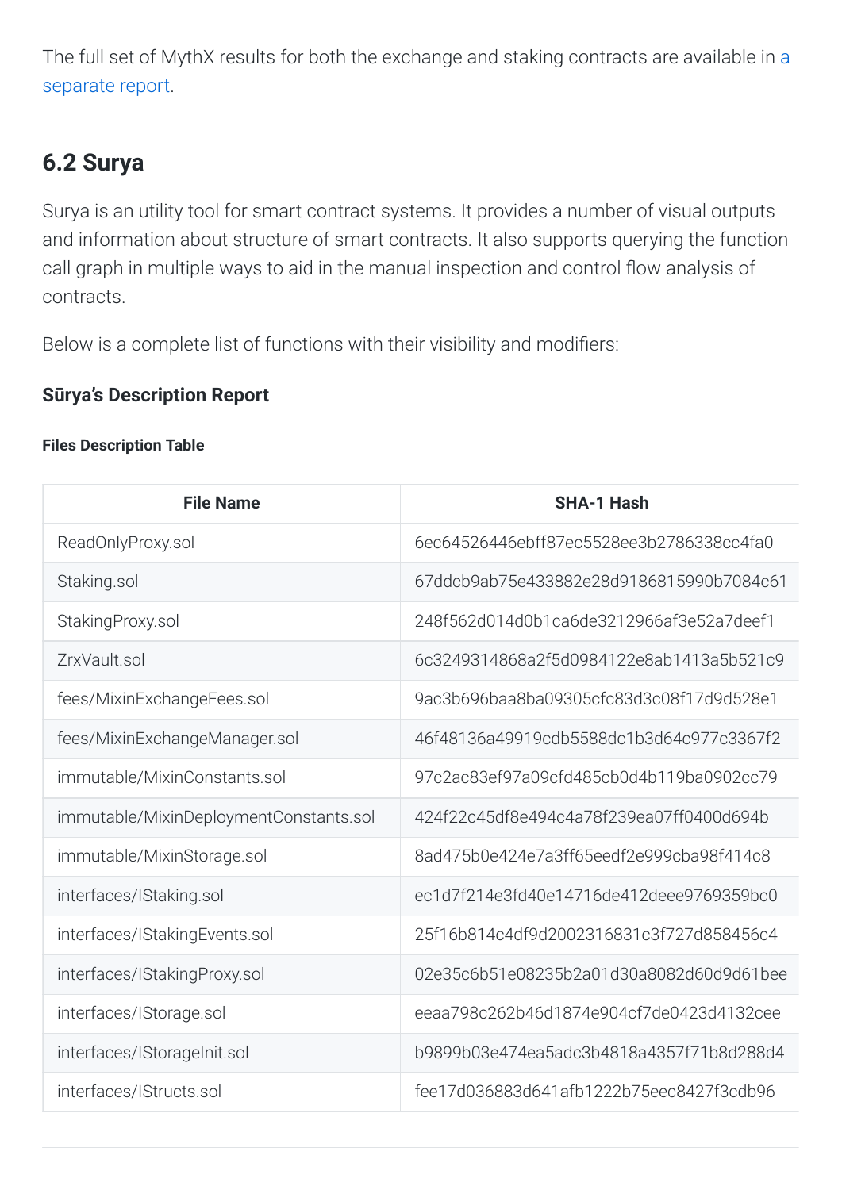The full set of MythX results for both the exchange and staking contracts are available in a separate report.

## 6.2 Surya

Surya is an utility tool for smart contract systems. It provides a number of visual outputs and information about structure of smart contracts. It also supports querying the function call graph in multiple ways to aid in the manual inspection and control flow analysis of contracts.

Below is a complete list of functions with their visibility and modifiers:

### Sūrya's Description Report

#### Files Description Table

| File Name | SHA-1 Hash |
| --- | --- |
| ReadOnlyProxy.sol | 6ec64526446ebff87ec5528ee3b2786338cc4fa0 |
| Staking.sol | 67ddcb9ab75e433882e28d9186815990b7084c61 |
| StakingProxy.sol | 248f562d014d0b1ca6de3212966af3e52a7deef1 |
| ZrxVault.sol | 6c3249314868a2f5d0984122e8ab1413a5b521c9 |
| fees/MixinExchangeFees.sol | 9ac3b696baa8ba09305cfc83d3c08f17d9d528e1 |
| fees/MixinExchangeManager.sol | 46f48136a49919cdb5588dc1b3d64c977c3367f2 |
| immutable/MixinConstants.sol | 97c2ac83ef97a09cfd485cb0d4b119ba0902cc79 |
| immutable/MixinDeploymentConstants.sol | 424f22c45df8e494c4a78f239ea07ff0400d694b |
| immutable/MixinStorage.sol | 8ad475b0e424e7a3ff65eedf2e999cba98f414c8 |
| interfaces/IStaking.sol | ec1d7f214e3fd40e14716de412deee9769359bc0 |
| interfaces/IStakingEvents.sol | 25f16b814c4df9d2002316831c3f727d858456c4 |
| interfaces/IStakingProxy.sol | 02e35c6b51e08235b2a01d30a8082d60d9d61bee |
| interfaces/IStorage.sol | eeaa798c262b46d1874e904cf7de0423d4132cee |
| interfaces/IStorageInit.sol | b9899b03e474ea5adc3b4818a4357f71b8d288d4 |
| interfaces/IStructs.sol | fee17d036883d641afb1222b75eec8427f3cdb96 |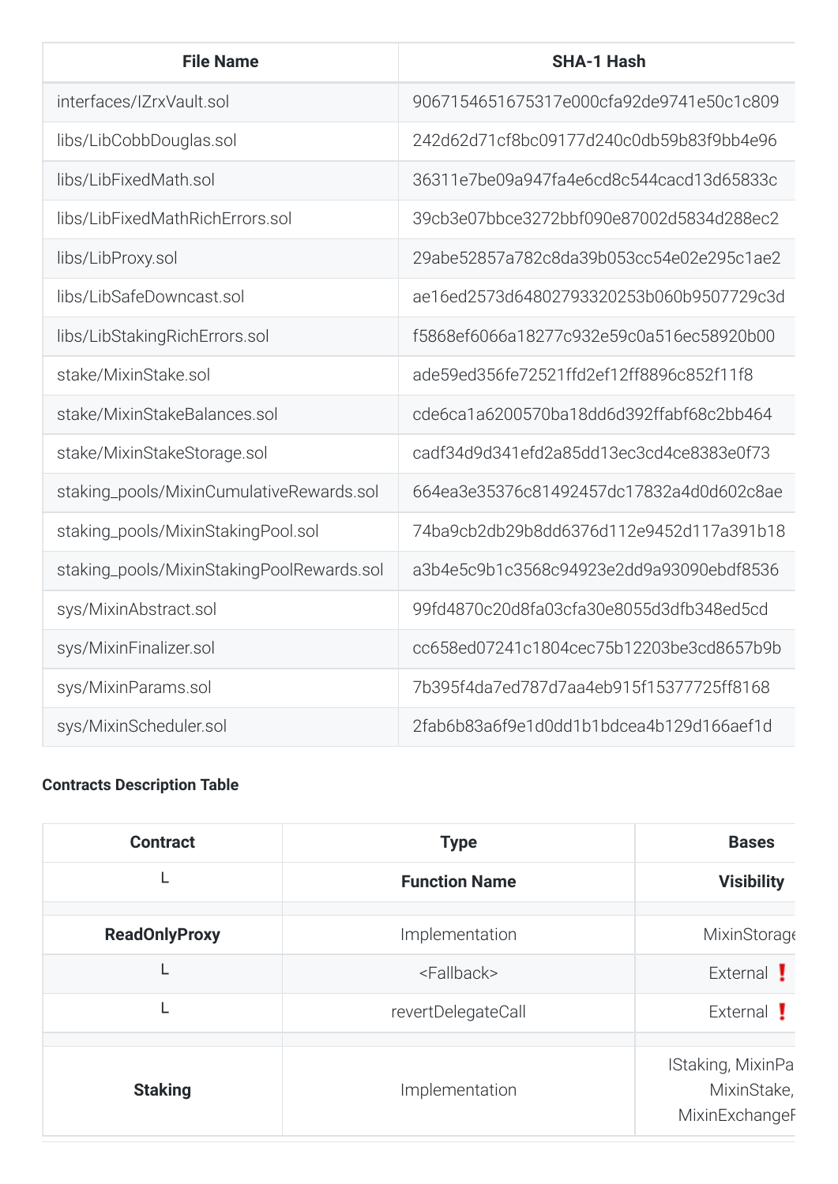| File Name | SHA-1 Hash |
| --- | --- |
| interfaces/IZrxVault.sol | 9067154651675317e000cfa92de9741e50c1c809 |
| libs/LibCobbDouglas.sol | 242d62d71cf8bc09177d240c0db59b83f9bb4e96 |
| libs/LibFixedMath.sol | 36311e7be09a947fa4e6cd8c544cacd13d65833c |
| libs/LibFixedMathRichErrors.sol | 39cb3e07bbce3272bbf090e87002d5834d288ec2 |
| libs/LibProxy.sol | 29abe52857a782c8da39b053cc54e02e295c1ae2 |
| libs/LibSafeDowncast.sol | ae16ed2573d64802793320253b060b9507729c3d |
| libs/LibStakingRichErrors.sol | f5868ef6066a18277c932e59c0a516ec58920b00 |
| stake/MixinStake.sol | ade59ed356fe72521ffd2ef12ff8896c852f11f8 |
| stake/MixinStakeBalances.sol | cde6ca1a6200570ba18dd6d392ffabf68c2bb464 |
| stake/MixinStakeStorage.sol | cadf34d9d341efd2a85dd13ec3cd4ce8383e0f73 |
| staking_pools/MixinCumulativeRewards.sol | 664ea3e35376c81492457dc17832a4d0d602c8ae |
| staking_pools/MixinStakingPool.sol | 74ba9cb2db29b8dd6376d112e9452d117a391b18 |
| staking_pools/MixinStakingPoolRewards.sol | a3b4e5c9b1c3568c94923e2dd9a93090ebdf8536 |
| sys/MixinAbstract.sol | 99fd4870c20d8fa03cfa30e8055d3dfb348ed5cd |
| sys/MixinFinalizer.sol | cc658ed07241c1804cec75b12203be3cd8657b9b |
| sys/MixinParams.sol | 7b395f4da7ed787d7aa4eb915f15377725ff8168 |
| sys/MixinScheduler.sol | 2fab6b83a6f9e1d0dd1b1bdcea4b129d166aef1d |

**Contracts Description Table**

| Contract | Type | Bases |
| --- | --- | --- |
| L | **Function Name** | **Visibility** |
| | | |
| **ReadOnlyProxy** | Implementation | MixinStorage |
| L | <Fallback> | External ❗ |
| L | revertDelegateCall | External ❗ |
| | | |
| **Staking** | Implementation | IStaking, MixinPa MixinStake, MixinExchangeF |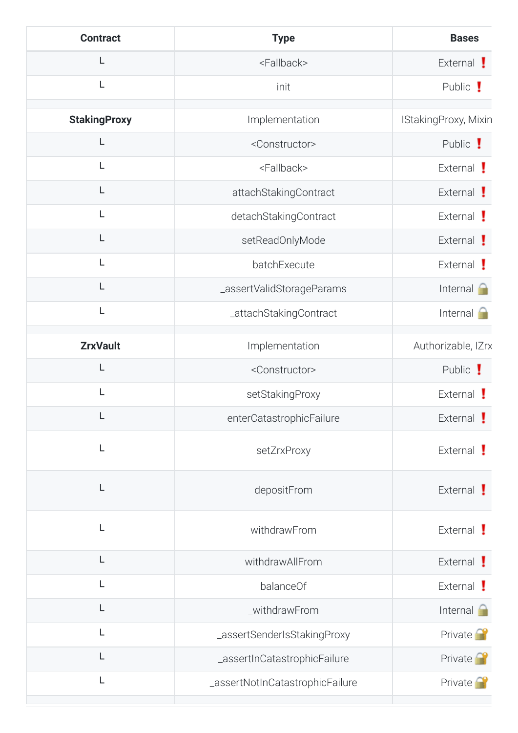| Contract | Type | Bases |
|---|---|---|
| └ | <Fallback> | External ❗ |
| └ | init | Public ❗ |
| | | |
| **StakingProxy** | Implementation | IStakingProxy, Mixin |
| └ | <Constructor> | Public ❗ |
| └ | <Fallback> | External ❗ |
| └ | attachStakingContract | External ❗ |
| └ | detachStakingContract | External ❗ |
| └ | setReadOnlyMode | External ❗ |
| └ | batchExecute | External ❗ |
| └ | _assertValidStorageParams | Internal 🔒 |
| └ | _attachStakingContract | Internal 🔒 |
| | | |
| **ZrxVault** | Implementation | Authorizable, IZrx |
| └ | <Constructor> | Public ❗ |
| └ | setStakingProxy | External ❗ |
| └ | enterCatastrophicFailure | External ❗ |
| └ | setZrxProxy | External ❗ |
| └ | depositFrom | External ❗ |
| └ | withdrawFrom | External ❗ |
| └ | withdrawAllFrom | External ❗ |
| └ | balanceOf | External ❗ |
| └ | _withdrawFrom | Internal 🔒 |
| └ | _assertSenderIsStakingProxy | Private 🔐 |
| └ | _assertInCatastrophicFailure | Private 🔐 |
| └ | _assertNotInCatastrophicFailure | Private 🔐 |
| | | |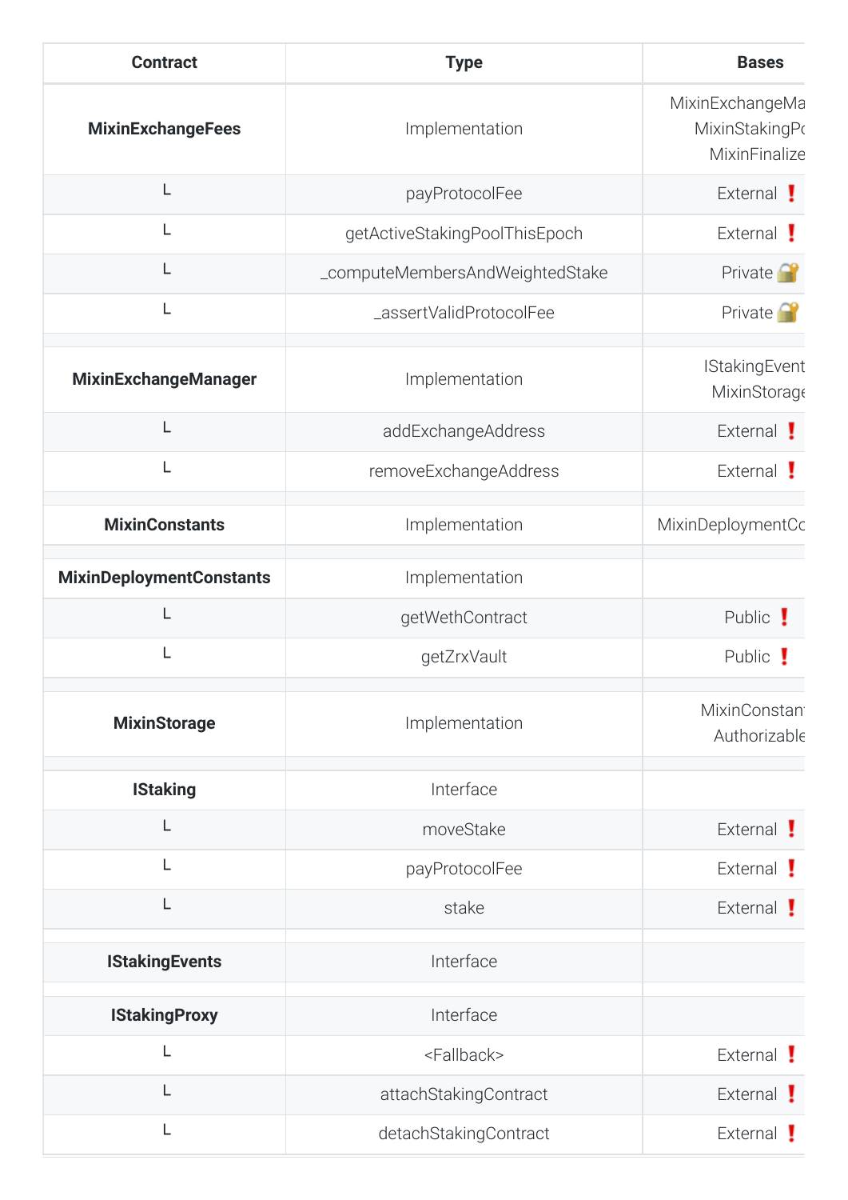| Contract | Type | Bases |
| --- | --- | --- |
| **MixinExchangeFees** | Implementation | MixinExchangeMa MixinStakingPo MixinFinalize |
| └ | payProtocolFee | External ❗ |
| └ | getActiveStakingPoolThisEpoch | External ❗ |
| └ | _computeMembersAndWeightedStake | Private 🔐 |
| └ | _assertValidProtocolFee | Private 🔐 |
| | | |
| **MixinExchangeManager** | Implementation | IStakingEvent MixinStorage |
| └ | addExchangeAddress | External ❗ |
| └ | removeExchangeAddress | External ❗ |
| | | |
| **MixinConstants** | Implementation | MixinDeploymentCo |
| | | |
| **MixinDeploymentConstants** | Implementation | |
| └ | getWethContract | Public ❗ |
| └ | getZrxVault | Public ❗ |
| | | |
| **MixinStorage** | Implementation | MixinConstan Authorizable |
| | | |
| **IStaking** | Interface | |
| └ | moveStake | External ❗ |
| └ | payProtocolFee | External ❗ |
| └ | stake | External ❗ |
| | | |
| **IStakingEvents** | Interface | |
| | | |
| **IStakingProxy** | Interface | |
| └ | <Fallback> | External ❗ |
| └ | attachStakingContract | External ❗ |
| └ | detachStakingContract | External ❗ |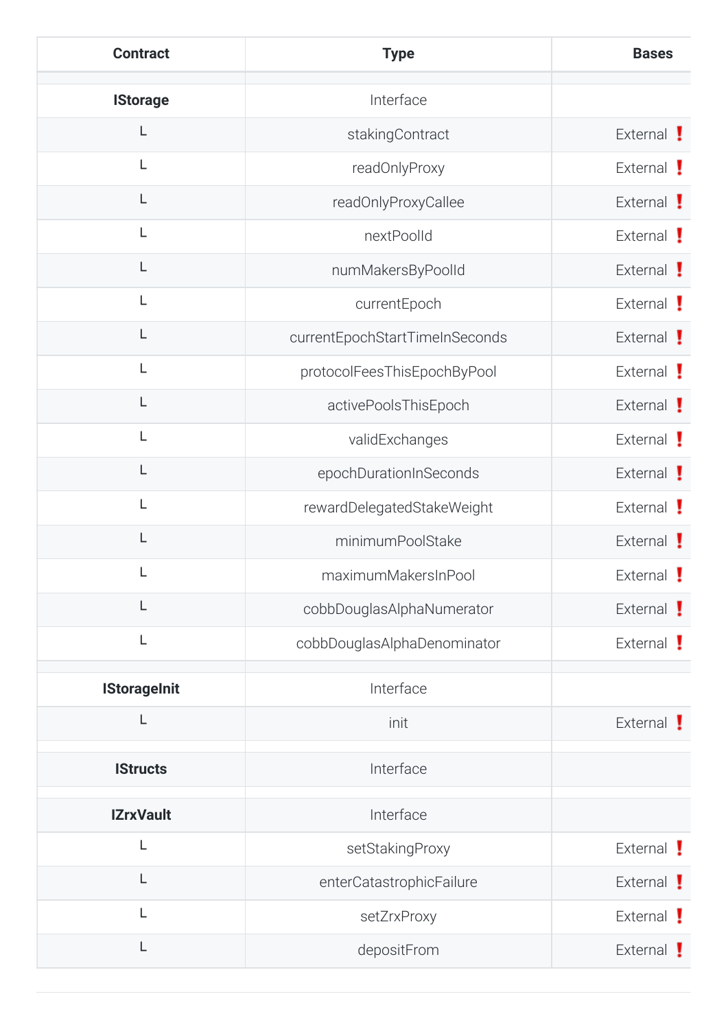| Contract | Type | Bases |
| --- | --- | --- |
| | | |
| **IStorage** | Interface | |
| L | stakingContract | External ❗ |
| L | readOnlyProxy | External ❗ |
| L | readOnlyProxyCallee | External ❗ |
| L | nextPoolId | External ❗ |
| L | numMakersByPoolId | External ❗ |
| L | currentEpoch | External ❗ |
| L | currentEpochStartTimeInSeconds | External ❗ |
| L | protocolFeesThisEpochByPool | External ❗ |
| L | activePoolsThisEpoch | External ❗ |
| L | validExchanges | External ❗ |
| L | epochDurationInSeconds | External ❗ |
| L | rewardDelegatedStakeWeight | External ❗ |
| L | minimumPoolStake | External ❗ |
| L | maximumMakersInPool | External ❗ |
| L | cobbDouglasAlphaNumerator | External ❗ |
| L | cobbDouglasAlphaDenominator | External ❗ |
| | | |
| **IStorageInit** | Interface | |
| L | init | External ❗ |
| | | |
| **IStructs** | Interface | |
| | | |
| **IZrxVault** | Interface | |
| L | setStakingProxy | External ❗ |
| L | enterCatastrophicFailure | External ❗ |
| L | setZrxProxy | External ❗ |
| L | depositFrom | External ❗ |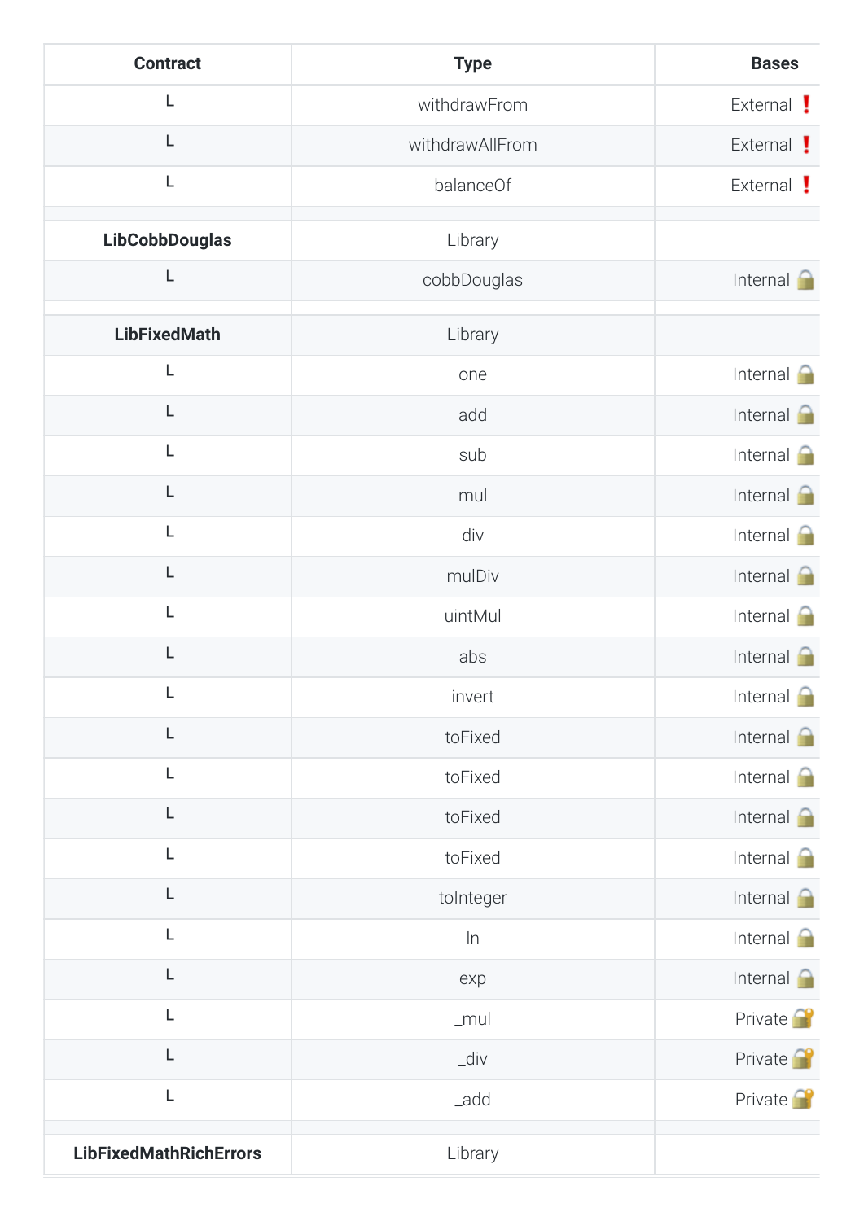| Contract | Type | Bases |
| --- | --- | --- |
| └ | withdrawFrom | External ❗ |
| └ | withdrawAllFrom | External ❗ |
| └ | balanceOf | External ❗ |
| | | |
| **LibCobbDouglas** | Library | |
| └ | cobbDouglas | Internal 🔒 |
| | | |
| **LibFixedMath** | Library | |
| └ | one | Internal 🔒 |
| └ | add | Internal 🔒 |
| └ | sub | Internal 🔒 |
| └ | mul | Internal 🔒 |
| └ | div | Internal 🔒 |
| └ | mulDiv | Internal 🔒 |
| └ | uintMul | Internal 🔒 |
| └ | abs | Internal 🔒 |
| └ | invert | Internal 🔒 |
| └ | toFixed | Internal 🔒 |
| └ | toFixed | Internal 🔒 |
| └ | toFixed | Internal 🔒 |
| └ | toFixed | Internal 🔒 |
| └ | toInteger | Internal 🔒 |
| └ | ln | Internal 🔒 |
| └ | exp | Internal 🔒 |
| └ | _mul | Private 🔐 |
| └ | _div | Private 🔐 |
| └ | _add | Private 🔐 |
| | | |
| **LibFixedMathRichErrors** | Library | |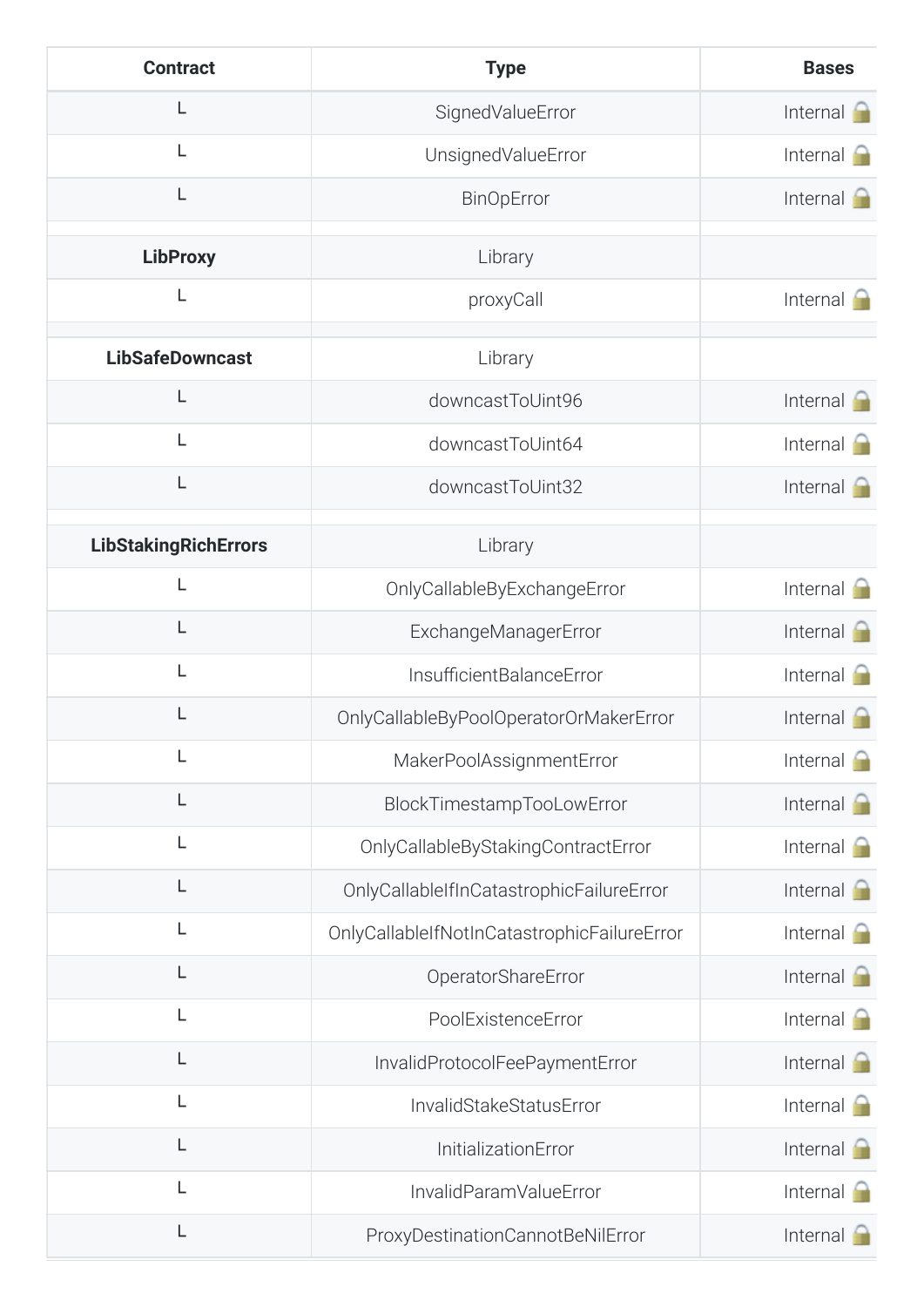| Contract | Type | Bases |
|---|---|---|
| └ | SignedValueError | Internal 🔒 |
| └ | UnsignedValueError | Internal 🔒 |
| └ | BinOpError | Internal 🔒 |
| | | |
| **LibProxy** | Library | |
| └ | proxyCall | Internal 🔒 |
| | | |
| **LibSafeDowncast** | Library | |
| └ | downcastToUint96 | Internal 🔒 |
| └ | downcastToUint64 | Internal 🔒 |
| └ | downcastToUint32 | Internal 🔒 |
| | | |
| **LibStakingRichErrors** | Library | |
| └ | OnlyCallableByExchangeError | Internal 🔒 |
| └ | ExchangeManagerError | Internal 🔒 |
| └ | InsufficientBalanceError | Internal 🔒 |
| └ | OnlyCallableByPoolOperatorOrMakerError | Internal 🔒 |
| └ | MakerPoolAssignmentError | Internal 🔒 |
| └ | BlockTimestampTooLowError | Internal 🔒 |
| └ | OnlyCallableByStakingContractError | Internal 🔒 |
| └ | OnlyCallableIfInCatastrophicFailureError | Internal 🔒 |
| └ | OnlyCallableIfNotInCatastrophicFailureError | Internal 🔒 |
| └ | OperatorShareError | Internal 🔒 |
| └ | PoolExistenceError | Internal 🔒 |
| └ | InvalidProtocolFeePaymentError | Internal 🔒 |
| └ | InvalidStakeStatusError | Internal 🔒 |
| └ | InitializationError | Internal 🔒 |
| └ | InvalidParamValueError | Internal 🔒 |
| └ | ProxyDestinationCannotBeNilError | Internal 🔒 |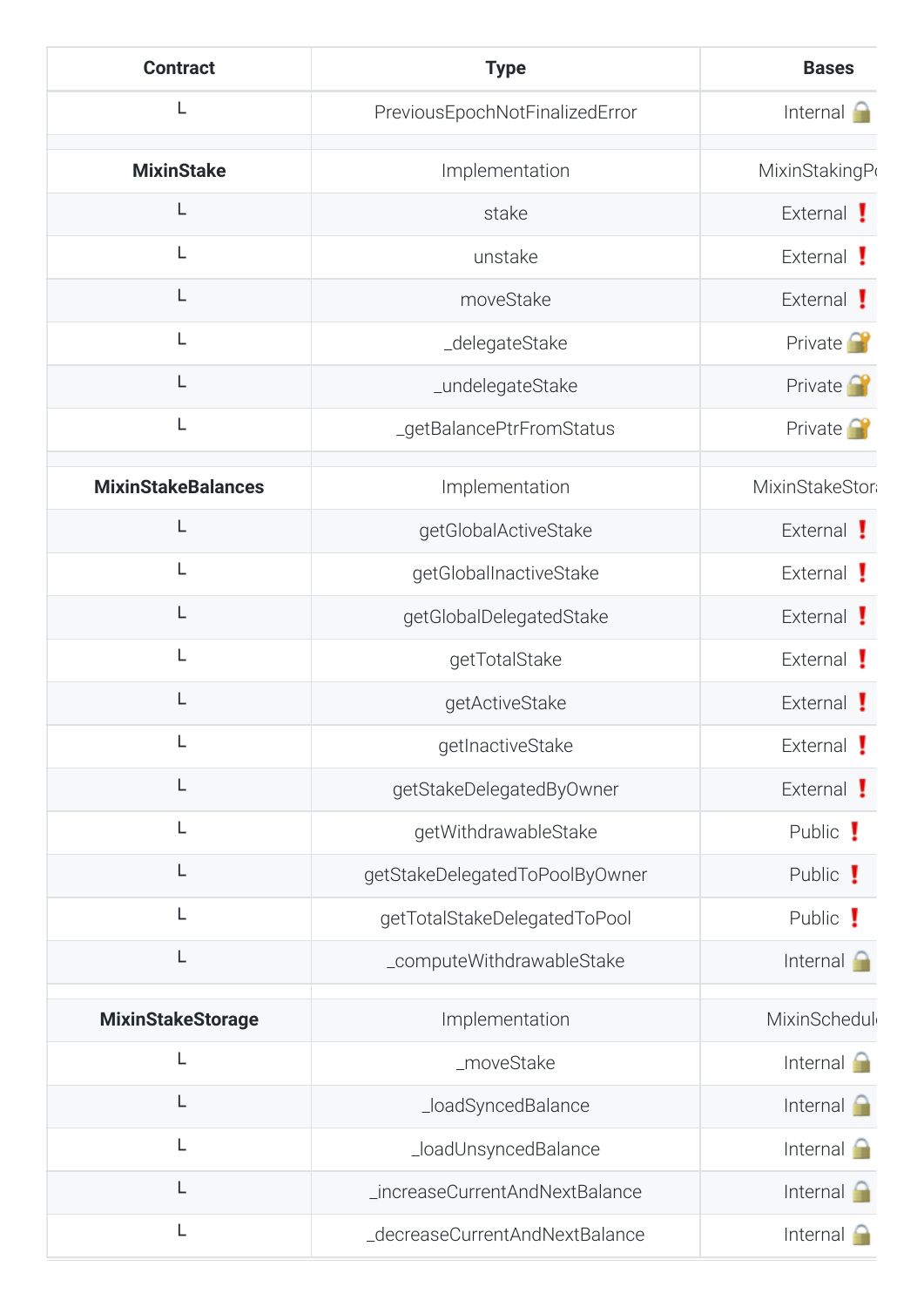| Contract | Type | Bases |
|---|---|---|
| L | PreviousEpochNotFinalizedError | Internal 🔒 |
| | | |
| **MixinStake** | Implementation | MixinStakingP |
| L | stake | External ❗ |
| L | unstake | External ❗ |
| L | moveStake | External ❗ |
| L | _delegateStake | Private 🔐 |
| L | _undelegateStake | Private 🔐 |
| L | _getBalancePtrFromStatus | Private 🔐 |
| | | |
| **MixinStakeBalances** | Implementation | MixinStakeStor |
| L | getGlobalActiveStake | External ❗ |
| L | getGlobalInactiveStake | External ❗ |
| L | getGlobalDelegatedStake | External ❗ |
| L | getTotalStake | External ❗ |
| L | getActiveStake | External ❗ |
| L | getInactiveStake | External ❗ |
| L | getStakeDelegatedByOwner | External ❗ |
| L | getWithdrawableStake | Public ❗ |
| L | getStakeDelegatedToPoolByOwner | Public ❗ |
| L | getTotalStakeDelegatedToPool | Public ❗ |
| L | _computeWithdrawableStake | Internal 🔒 |
| | | |
| **MixinStakeStorage** | Implementation | MixinSchedul |
| L | _moveStake | Internal 🔒 |
| L | _loadSyncedBalance | Internal 🔒 |
| L | _loadUnsyncedBalance | Internal 🔒 |
| L | _increaseCurrentAndNextBalance | Internal 🔒 |
| L | _decreaseCurrentAndNextBalance | Internal 🔒 |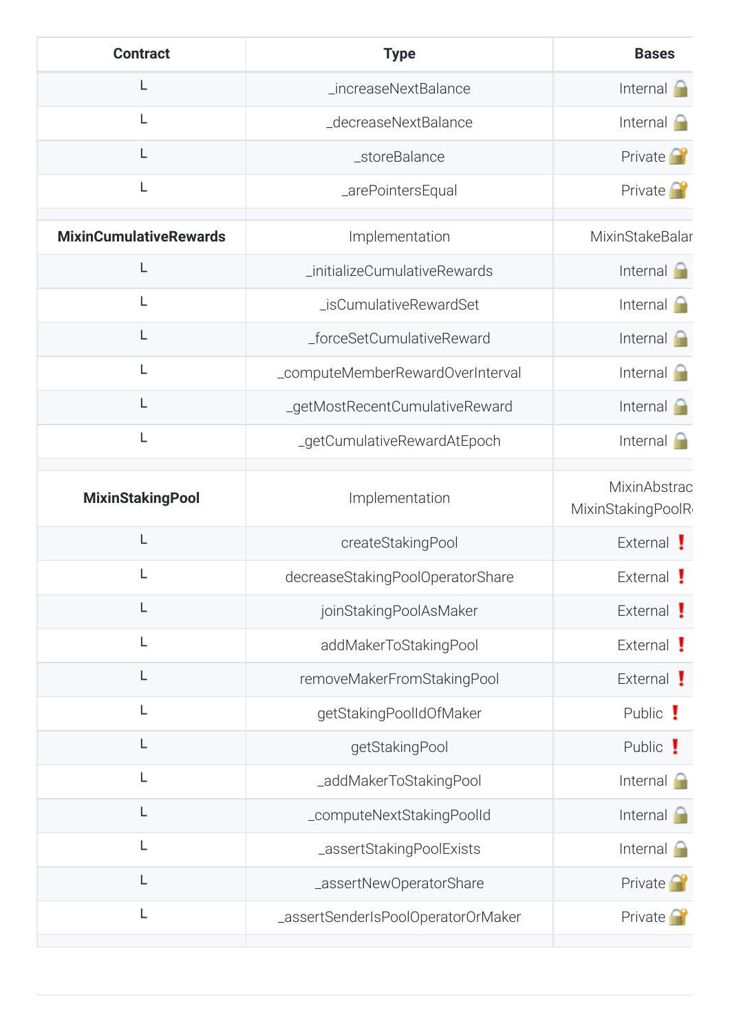| Contract | Type | Bases |
|---|---|---|
| L | _increaseNextBalance | Internal 🔒 |
| L | _decreaseNextBalance | Internal 🔒 |
| L | _storeBalance | Private 🔐 |
| L | _arePointersEqual | Private 🔐 |
| | | |
| **MixinCumulativeRewards** | Implementation | MixinStakeBalar |
| L | _initializeCumulativeRewards | Internal 🔒 |
| L | _isCumulativeRewardSet | Internal 🔒 |
| L | _forceSetCumulativeReward | Internal 🔒 |
| L | _computeMemberRewardOverInterval | Internal 🔒 |
| L | _getMostRecentCumulativeReward | Internal 🔒 |
| L | _getCumulativeRewardAtEpoch | Internal 🔒 |
| | | |
| **MixinStakingPool** | Implementation | MixinAbstrac MixinStakingPoolR |
| L | createStakingPool | External ❗ |
| L | decreaseStakingPoolOperatorShare | External ❗ |
| L | joinStakingPoolAsMaker | External ❗ |
| L | addMakerToStakingPool | External ❗ |
| L | removeMakerFromStakingPool | External ❗ |
| L | getStakingPoolIdOfMaker | Public ❗ |
| L | getStakingPool | Public ❗ |
| L | _addMakerToStakingPool | Internal 🔒 |
| L | _computeNextStakingPoolId | Internal 🔒 |
| L | _assertStakingPoolExists | Internal 🔒 |
| L | _assertNewOperatorShare | Private 🔐 |
| L | _assertSenderIsPoolOperatorOrMaker | Private 🔐 |
| | | |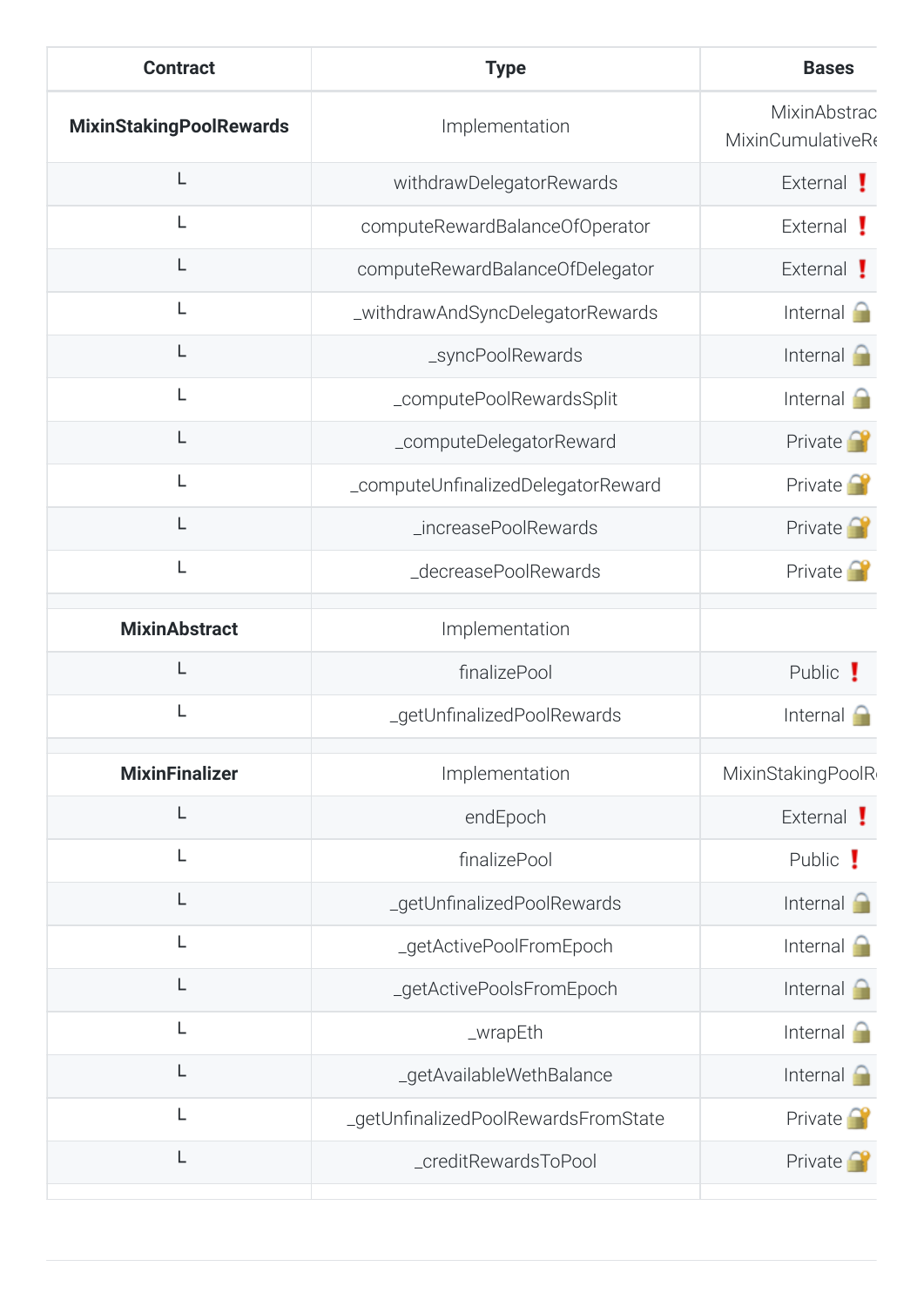| Contract | Type | Bases |
|---|---|---|
| **MixinStakingPoolRewards** | Implementation | MixinAbstrac MixinCumulativeRe |
| └ | withdrawDelegatorRewards | External ❗ |
| └ | computeRewardBalanceOfOperator | External ❗ |
| └ | computeRewardBalanceOfDelegator | External ❗ |
| └ | _withdrawAndSyncDelegatorRewards | Internal 🔒 |
| └ | _syncPoolRewards | Internal 🔒 |
| └ | _computePoolRewardsSplit | Internal 🔒 |
| └ | _computeDelegatorReward | Private 🔐 |
| └ | _computeUnfinalizedDelegatorReward | Private 🔐 |
| └ | _increasePoolRewards | Private 🔐 |
| └ | _decreasePoolRewards | Private 🔐 |
| | | |
| **MixinAbstract** | Implementation | |
| └ | finalizePool | Public ❗ |
| └ | _getUnfinalizedPoolRewards | Internal 🔒 |
| | | |
| **MixinFinalizer** | Implementation | MixinStakingPoolR |
| └ | endEpoch | External ❗ |
| └ | finalizePool | Public ❗ |
| └ | _getUnfinalizedPoolRewards | Internal 🔒 |
| └ | _getActivePoolFromEpoch | Internal 🔒 |
| └ | _getActivePoolsFromEpoch | Internal 🔒 |
| └ | _wrapEth | Internal 🔒 |
| └ | _getAvailableWethBalance | Internal 🔒 |
| └ | _getUnfinalizedPoolRewardsFromState | Private 🔐 |
| └ | _creditRewardsToPool | Private 🔐 |
| | | |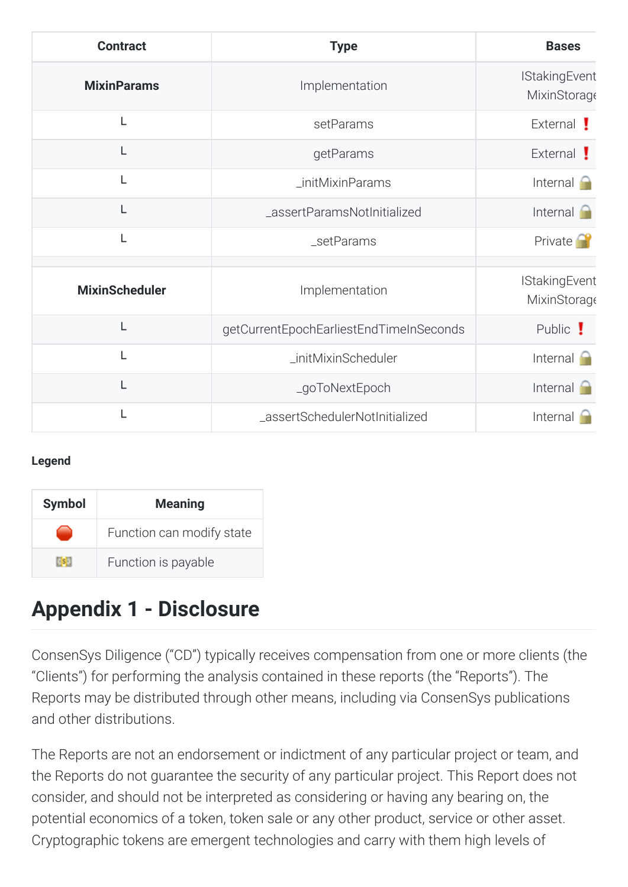| Contract | Type | Bases |
| --- | --- | --- |
| **MixinParams** | Implementation | IStakingEvent MixinStorage |
| L | setParams | External ❗ |
| L | getParams | External ❗ |
| L | _initMixinParams | Internal 🔒 |
| L | _assertParamsNotInitialized | Internal 🔒 |
| L | _setParams | Private 🔐 |
| | | |
| **MixinScheduler** | Implementation | IStakingEvent MixinStorage |
| L | getCurrentEpochEarliestEndTimeInSeconds | Public ❗ |
| L | _initMixinScheduler | Internal 🔒 |
| L | _goToNextEpoch | Internal 🔒 |
| L | _assertSchedulerNotInitialized | Internal 🔒 |

**Legend**

| Symbol | Meaning |
| --- | --- |
| 🛑 | Function can modify state |
| 💵 | Function is payable |

# Appendix 1 - Disclosure

ConsenSys Diligence ("CD") typically receives compensation from one or more clients (the "Clients") for performing the analysis contained in these reports (the "Reports"). The Reports may be distributed through other means, including via ConsenSys publications and other distributions.

The Reports are not an endorsement or indictment of any particular project or team, and the Reports do not guarantee the security of any particular project. This Report does not consider, and should not be interpreted as considering or having any bearing on, the potential economics of a token, token sale or any other product, service or other asset. Cryptographic tokens are emergent technologies and carry with them high levels of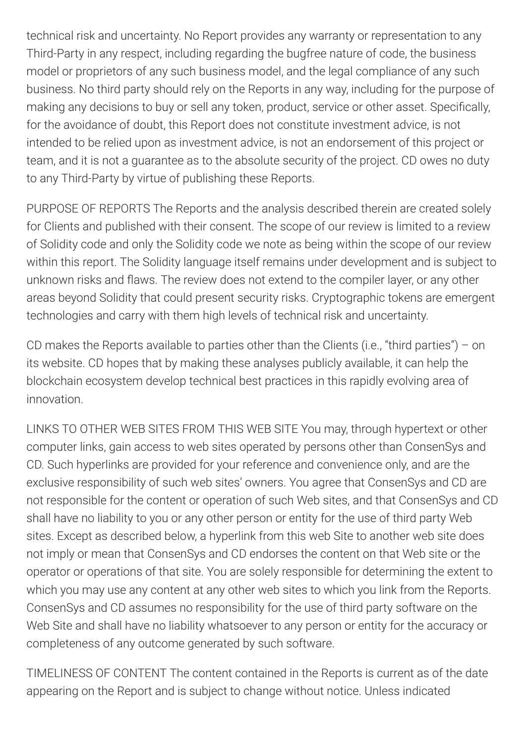technical risk and uncertainty. No Report provides any warranty or representation to any Third-Party in any respect, including regarding the bugfree nature of code, the business model or proprietors of any such business model, and the legal compliance of any such business. No third party should rely on the Reports in any way, including for the purpose of making any decisions to buy or sell any token, product, service or other asset. Specifically, for the avoidance of doubt, this Report does not constitute investment advice, is not intended to be relied upon as investment advice, is not an endorsement of this project or team, and it is not a guarantee as to the absolute security of the project. CD owes no duty to any Third-Party by virtue of publishing these Reports.

PURPOSE OF REPORTS The Reports and the analysis described therein are created solely for Clients and published with their consent. The scope of our review is limited to a review of Solidity code and only the Solidity code we note as being within the scope of our review within this report. The Solidity language itself remains under development and is subject to unknown risks and flaws. The review does not extend to the compiler layer, or any other areas beyond Solidity that could present security risks. Cryptographic tokens are emergent technologies and carry with them high levels of technical risk and uncertainty.

CD makes the Reports available to parties other than the Clients (i.e., "third parties") – on its website. CD hopes that by making these analyses publicly available, it can help the blockchain ecosystem develop technical best practices in this rapidly evolving area of innovation.

LINKS TO OTHER WEB SITES FROM THIS WEB SITE You may, through hypertext or other computer links, gain access to web sites operated by persons other than ConsenSys and CD. Such hyperlinks are provided for your reference and convenience only, and are the exclusive responsibility of such web sites' owners. You agree that ConsenSys and CD are not responsible for the content or operation of such Web sites, and that ConsenSys and CD shall have no liability to you or any other person or entity for the use of third party Web sites. Except as described below, a hyperlink from this web Site to another web site does not imply or mean that ConsenSys and CD endorses the content on that Web site or the operator or operations of that site. You are solely responsible for determining the extent to which you may use any content at any other web sites to which you link from the Reports. ConsenSys and CD assumes no responsibility for the use of third party software on the Web Site and shall have no liability whatsoever to any person or entity for the accuracy or completeness of any outcome generated by such software.

TIMELINESS OF CONTENT The content contained in the Reports is current as of the date appearing on the Report and is subject to change without notice. Unless indicated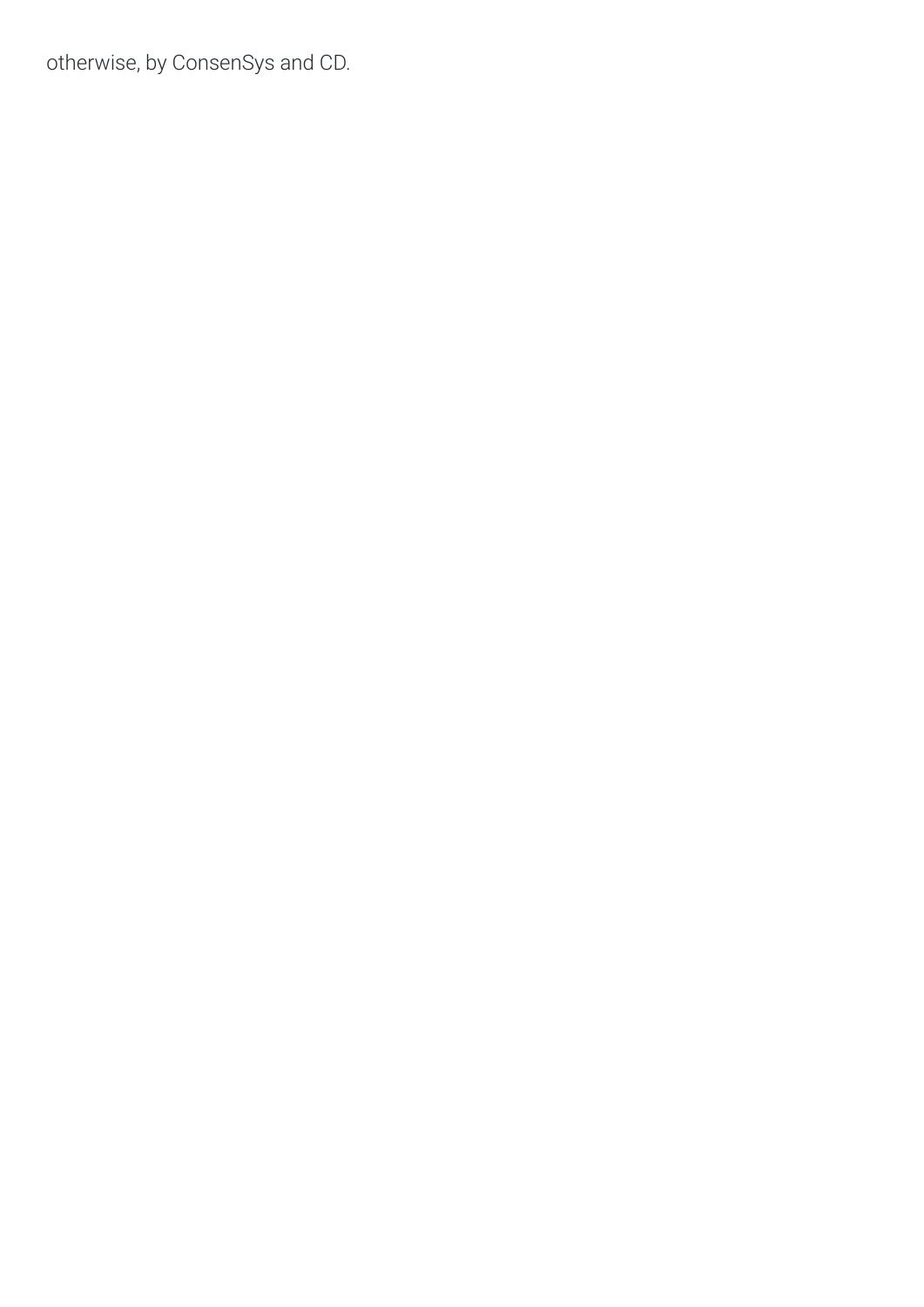otherwise, by ConsenSys and CD.